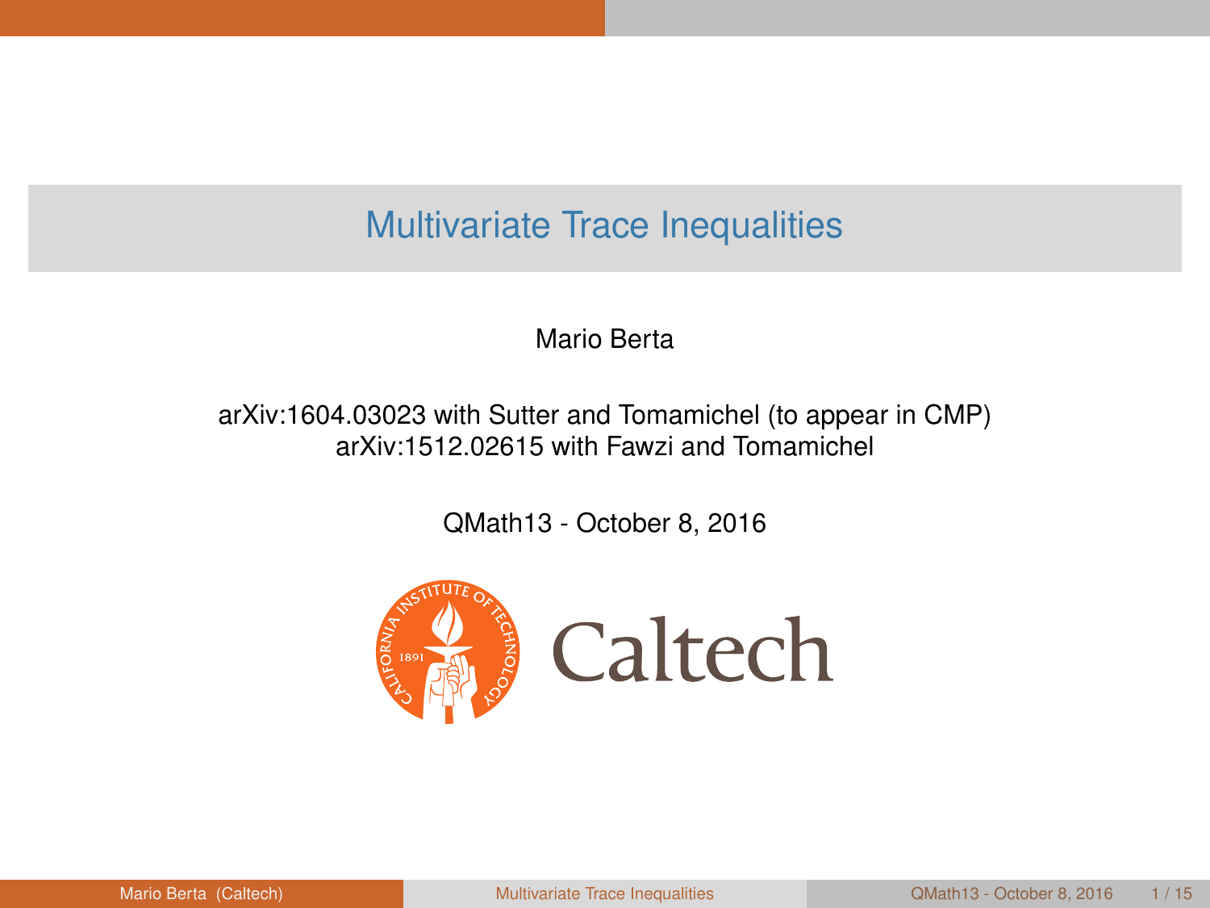# Multivariate Trace Inequalities

Mario Berta

arXiv:1604.03023 with Sutter and Tomamichel (to appear in CMP)
arXiv:1512.02615 with Fawzi and Tomamichel

QMath13 - October 8, 2016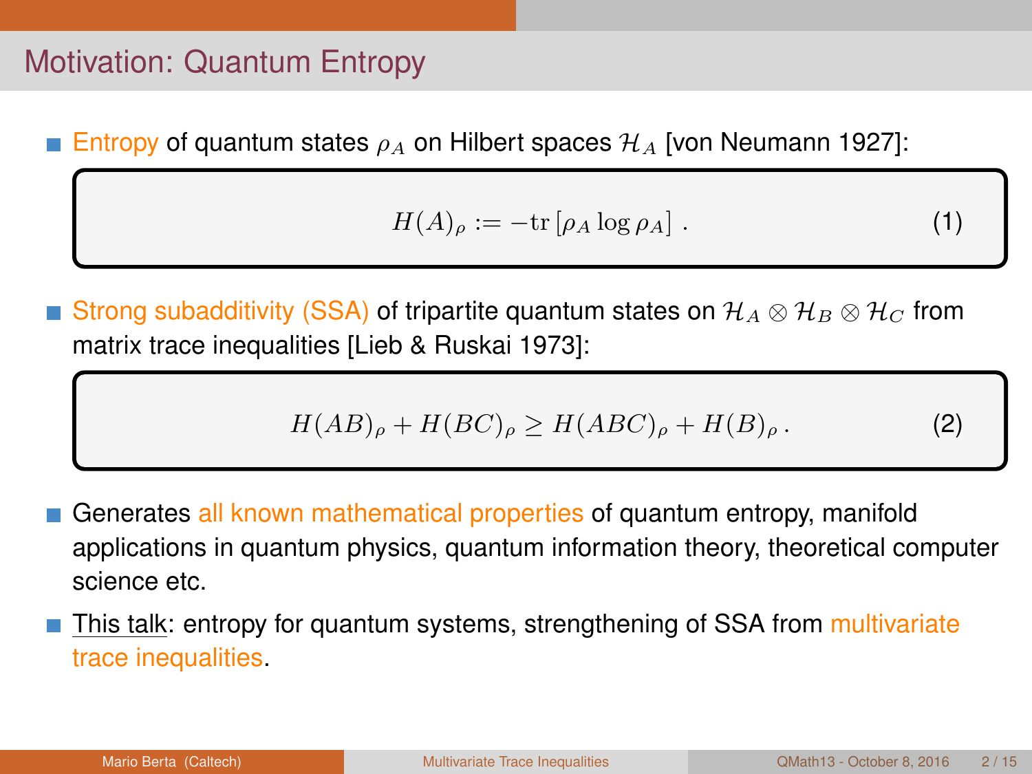## Motivation: Quantum Entropy

- Entropy of quantum states $\rho_A$ on Hilbert spaces $\mathcal{H}_A$ [von Neumann 1927]:

$$H(A)_\rho := -\mathrm{tr}\left[\rho_A \log \rho_A\right] . \tag{1}$$

- Strong subadditivity (SSA) of tripartite quantum states on $\mathcal{H}_A \otimes \mathcal{H}_B \otimes \mathcal{H}_C$ from matrix trace inequalities [Lieb & Ruskai 1973]:

$$H(AB)_\rho + H(BC)_\rho \geq H(ABC)_\rho + H(B)_\rho . \tag{2}$$

- Generates all known mathematical properties of quantum entropy, manifold applications in quantum physics, quantum information theory, theoretical computer science etc.
- This talk: entropy for quantum systems, strengthening of SSA from multivariate trace inequalities.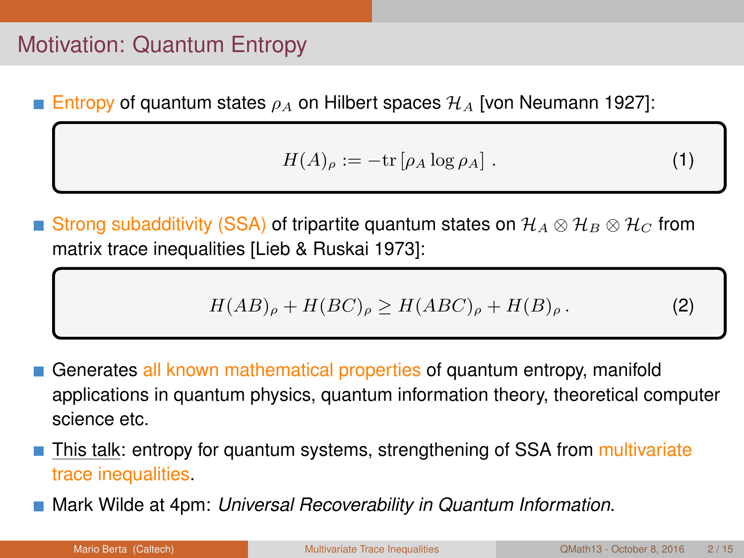## Motivation: Quantum Entropy

- Entropy of quantum states $\rho_A$ on Hilbert spaces $\mathcal{H}_A$ [von Neumann 1927]:

$$H(A)_\rho := -\mathrm{tr}\left[\rho_A \log \rho_A\right] . \tag{1}$$

- Strong subadditivity (SSA) of tripartite quantum states on $\mathcal{H}_A \otimes \mathcal{H}_B \otimes \mathcal{H}_C$ from matrix trace inequalities [Lieb & Ruskai 1973]:

$$H(AB)_\rho + H(BC)_\rho \geq H(ABC)_\rho + H(B)_\rho . \tag{2}$$

- Generates all known mathematical properties of quantum entropy, manifold applications in quantum physics, quantum information theory, theoretical computer science etc.
- This talk: entropy for quantum systems, strengthening of SSA from multivariate trace inequalities.
- Mark Wilde at 4pm: *Universal Recoverability in Quantum Information*.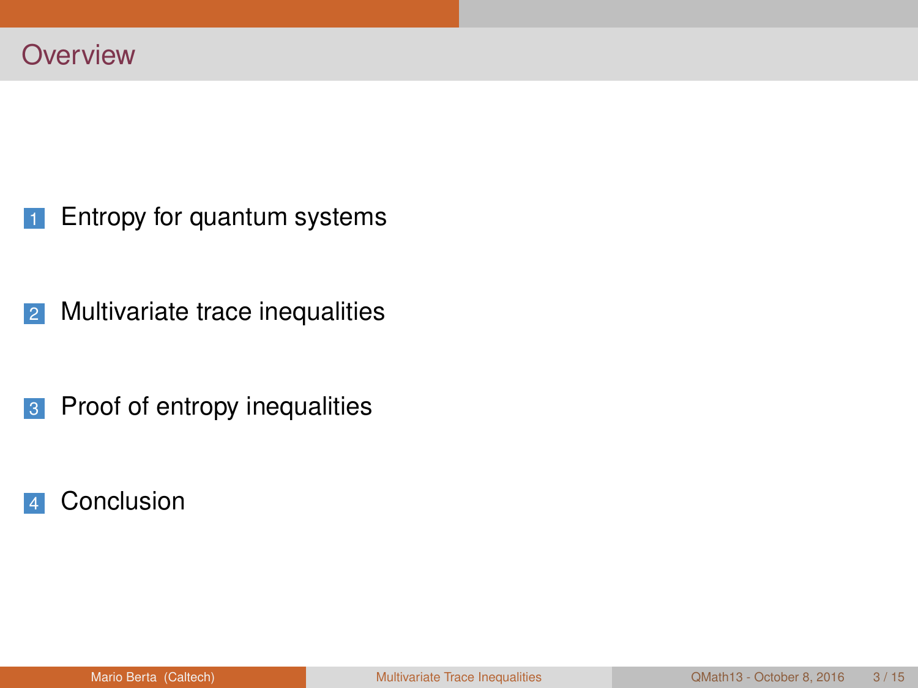# Overview

1. Entropy for quantum systems

2. Multivariate trace inequalities

3. Proof of entropy inequalities

4. Conclusion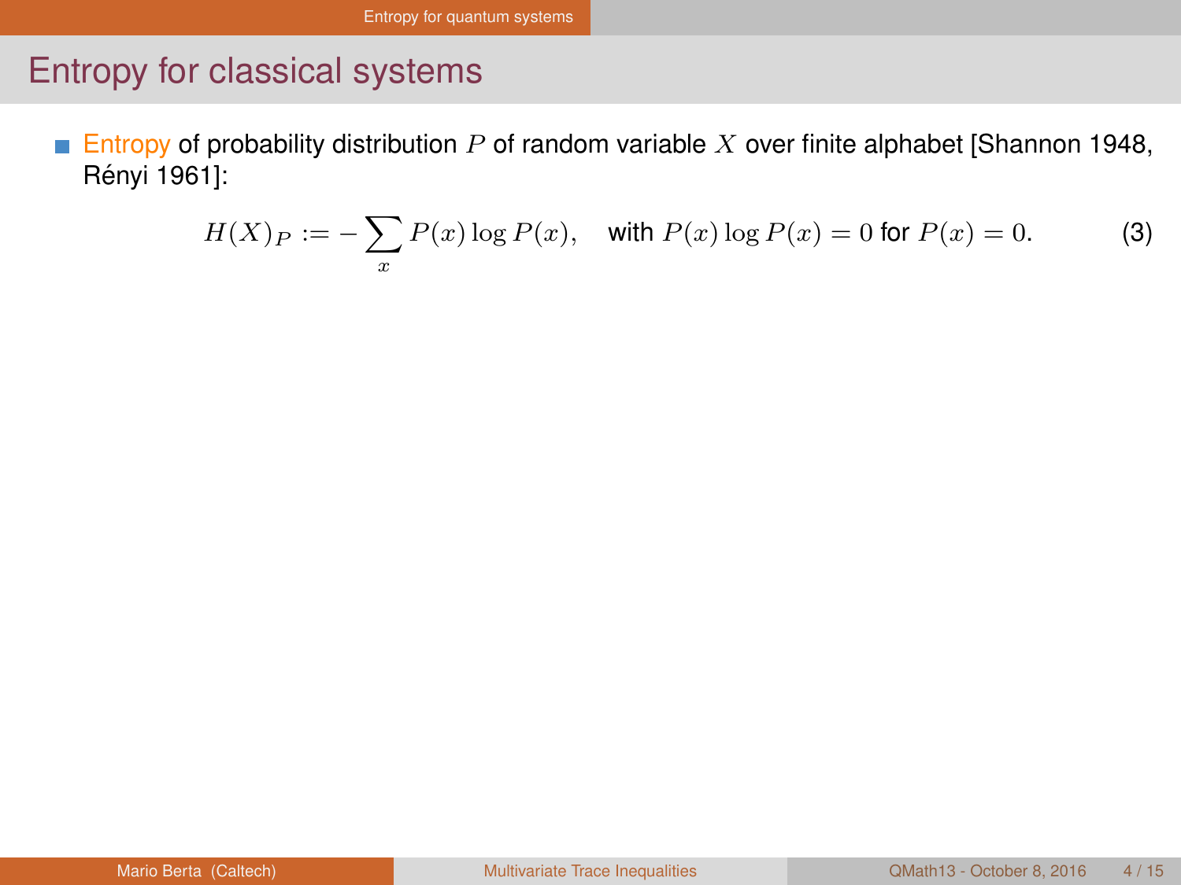# Entropy for classical systems

- Entropy of probability distribution $P$ of random variable $X$ over finite alphabet [Shannon 1948, Rényi 1961]:

$$H(X)_P := -\sum_x P(x) \log P(x), \quad \text{with } P(x) \log P(x) = 0 \text{ for } P(x) = 0. \tag{3}$$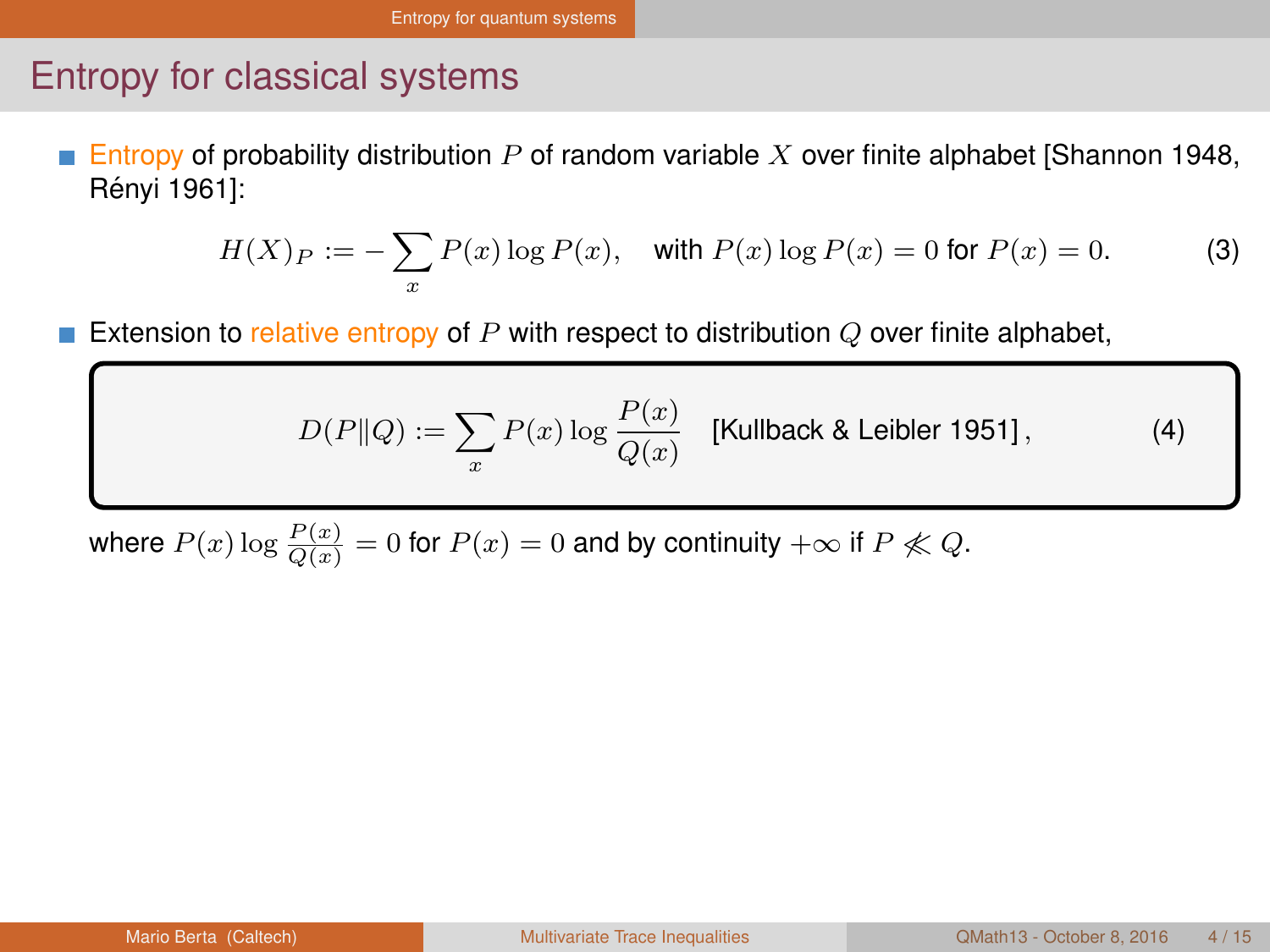## Entropy for classical systems

- Entropy of probability distribution $P$ of random variable $X$ over finite alphabet [Shannon 1948, Rényi 1961]:

$$H(X)_P := -\sum_x P(x) \log P(x), \quad \text{with } P(x) \log P(x) = 0 \text{ for } P(x) = 0. \tag{3}$$

- Extension to relative entropy of $P$ with respect to distribution $Q$ over finite alphabet,

$$D(P\|Q) := \sum_x P(x) \log \frac{P(x)}{Q(x)} \quad \text{[Kullback \& Leibler 1951]}, \tag{4}$$

where $P(x) \log \frac{P(x)}{Q(x)} = 0$ for $P(x) = 0$ and by continuity $+\infty$ if $P \not\ll Q$.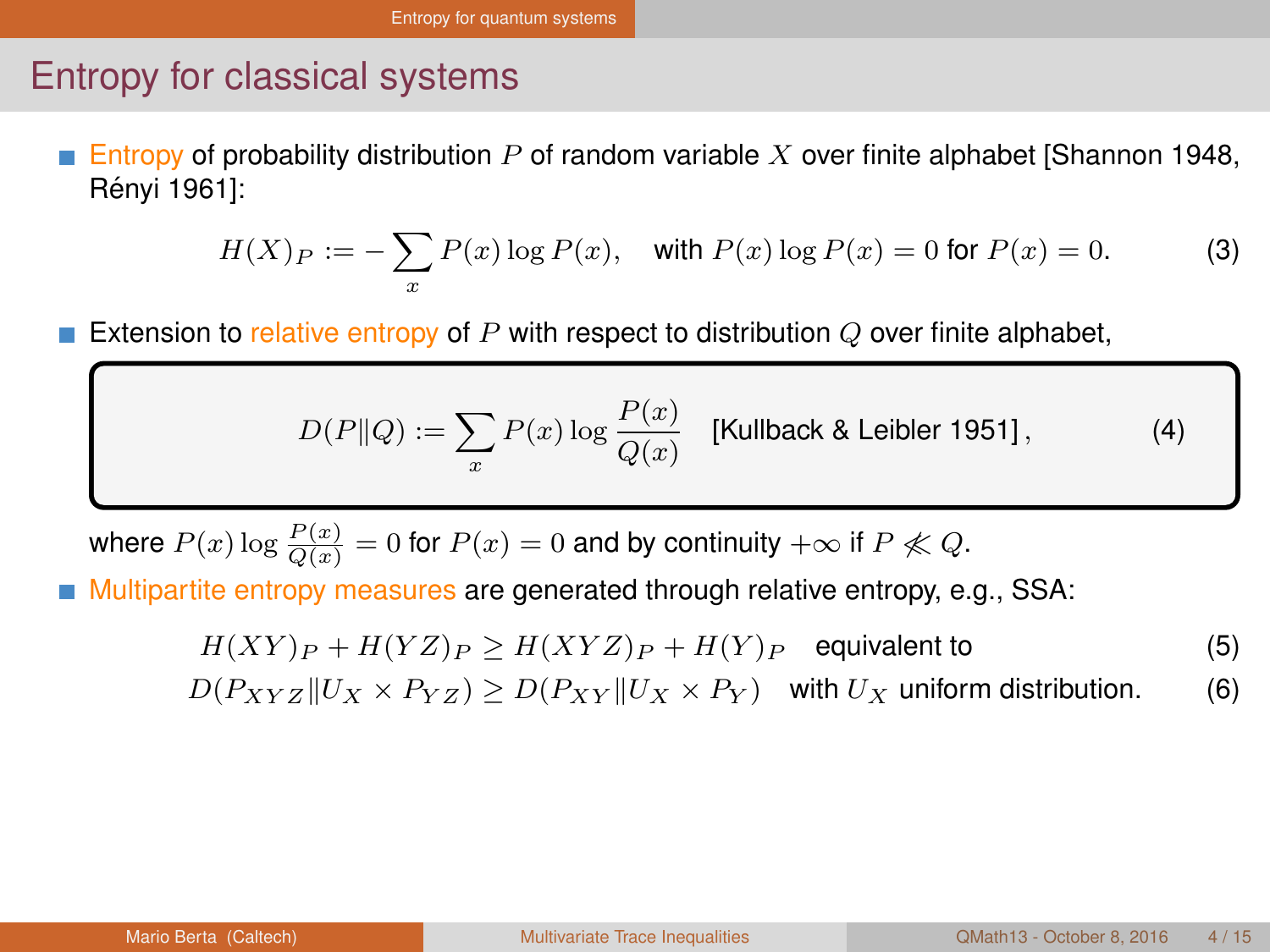# Entropy for classical systems

- Entropy of probability distribution $P$ of random variable $X$ over finite alphabet [Shannon 1948, Rényi 1961]:

$$H(X)_P := -\sum_x P(x)\log P(x), \quad \text{with } P(x)\log P(x) = 0 \text{ for } P(x) = 0. \tag{3}$$

- Extension to relative entropy of $P$ with respect to distribution $Q$ over finite alphabet,

$$D(P\|Q) := \sum_x P(x)\log\frac{P(x)}{Q(x)} \quad \text{[Kullback \& Leibler 1951]}, \tag{4}$$

where $P(x)\log\frac{P(x)}{Q(x)} = 0$ for $P(x) = 0$ and by continuity $+\infty$ if $P \not\ll Q$.

- Multipartite entropy measures are generated through relative entropy, e.g., SSA:

$$H(XY)_P + H(YZ)_P \geq H(XYZ)_P + H(Y)_P \quad \text{equivalent to} \tag{5}$$

$$D(P_{XYZ}\|U_X \times P_{YZ}) \geq D(P_{XY}\|U_X \times P_Y) \quad \text{with } U_X \text{ uniform distribution.} \tag{6}$$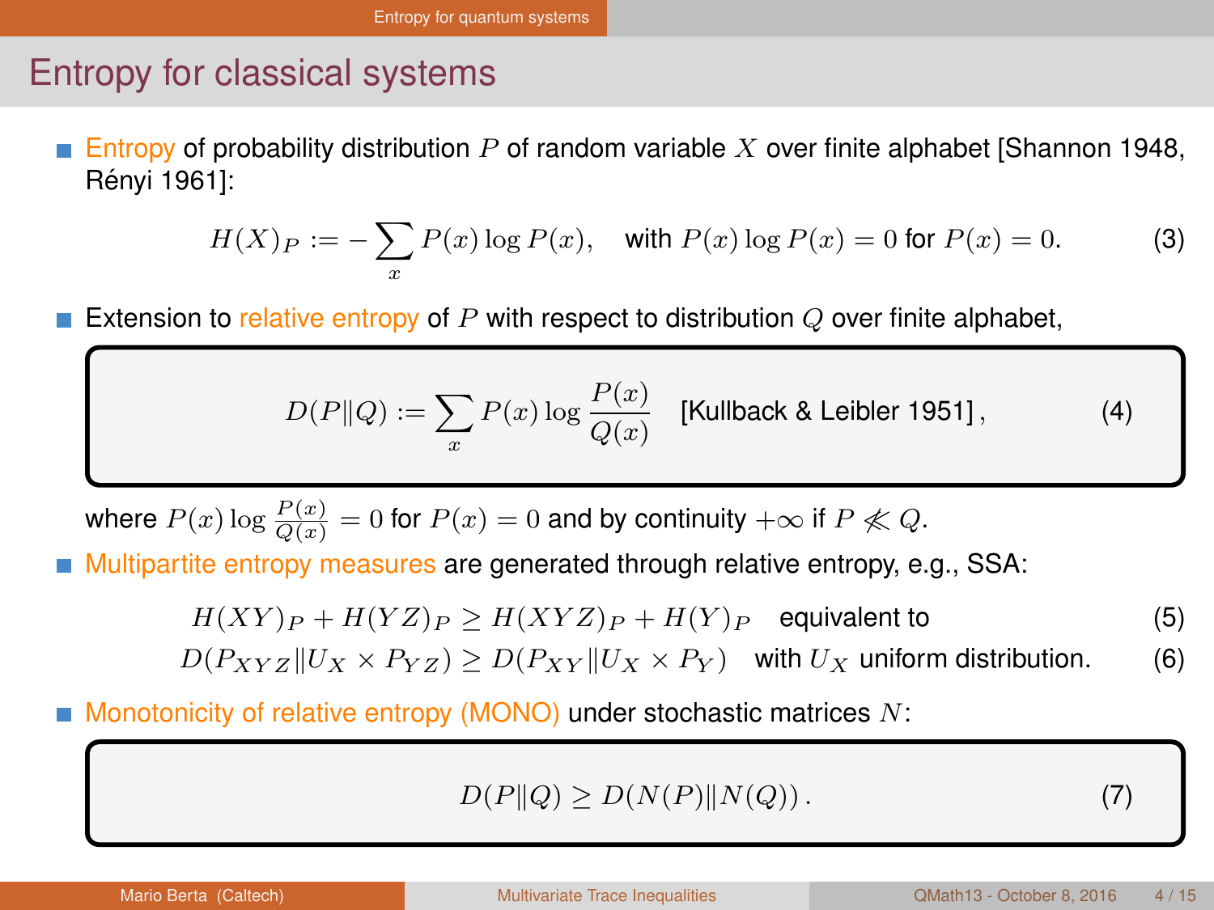## Entropy for classical systems

- Entropy of probability distribution $P$ of random variable $X$ over finite alphabet [Shannon 1948, Rényi 1961]:

$$H(X)_P := -\sum_x P(x) \log P(x), \quad \text{with } P(x) \log P(x) = 0 \text{ for } P(x) = 0. \tag{3}$$

- Extension to relative entropy of $P$ with respect to distribution $Q$ over finite alphabet,

$$D(P\|Q) := \sum_x P(x) \log \frac{P(x)}{Q(x)} \quad \text{[Kullback \& Leibler 1951]}, \tag{4}$$

where $P(x) \log \frac{P(x)}{Q(x)} = 0$ for $P(x) = 0$ and by continuity $+\infty$ if $P \not\ll Q$.

- Multipartite entropy measures are generated through relative entropy, e.g., SSA:

$$H(XY)_P + H(YZ)_P \geq H(XYZ)_P + H(Y)_P \quad \text{equivalent to} \tag{5}$$

$$D(P_{XYZ}\|U_X \times P_{YZ}) \geq D(P_{XY}\|U_X \times P_Y) \quad \text{with } U_X \text{ uniform distribution.} \tag{6}$$

- Monotonicity of relative entropy (MONO) under stochastic matrices $N$:

$$D(P\|Q) \geq D(N(P)\|N(Q)). \tag{7}$$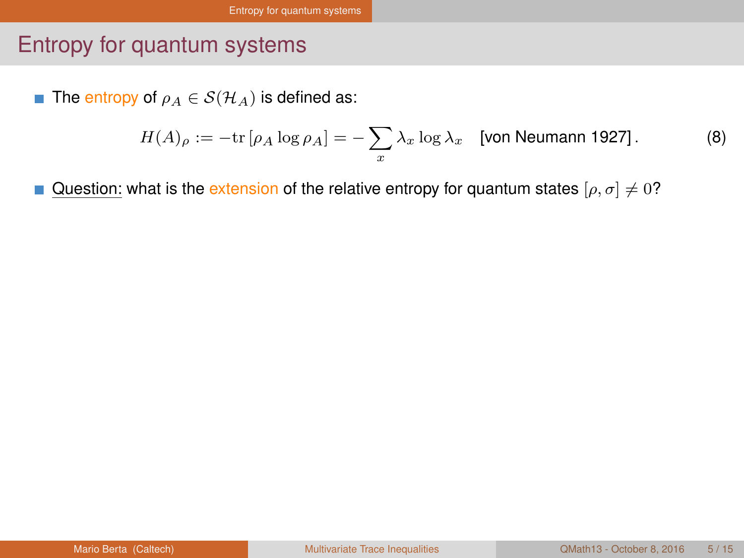# Entropy for quantum systems

- The entropy of $\rho_A \in \mathcal{S}(\mathcal{H}_A)$ is defined as:

$$H(A)_\rho := -\mathrm{tr}\left[\rho_A \log \rho_A\right] = -\sum_x \lambda_x \log \lambda_x \quad \text{[von Neumann 1927]}\,. \tag{8}$$

- Question: what is the extension of the relative entropy for quantum states $[\rho, \sigma] \neq 0$?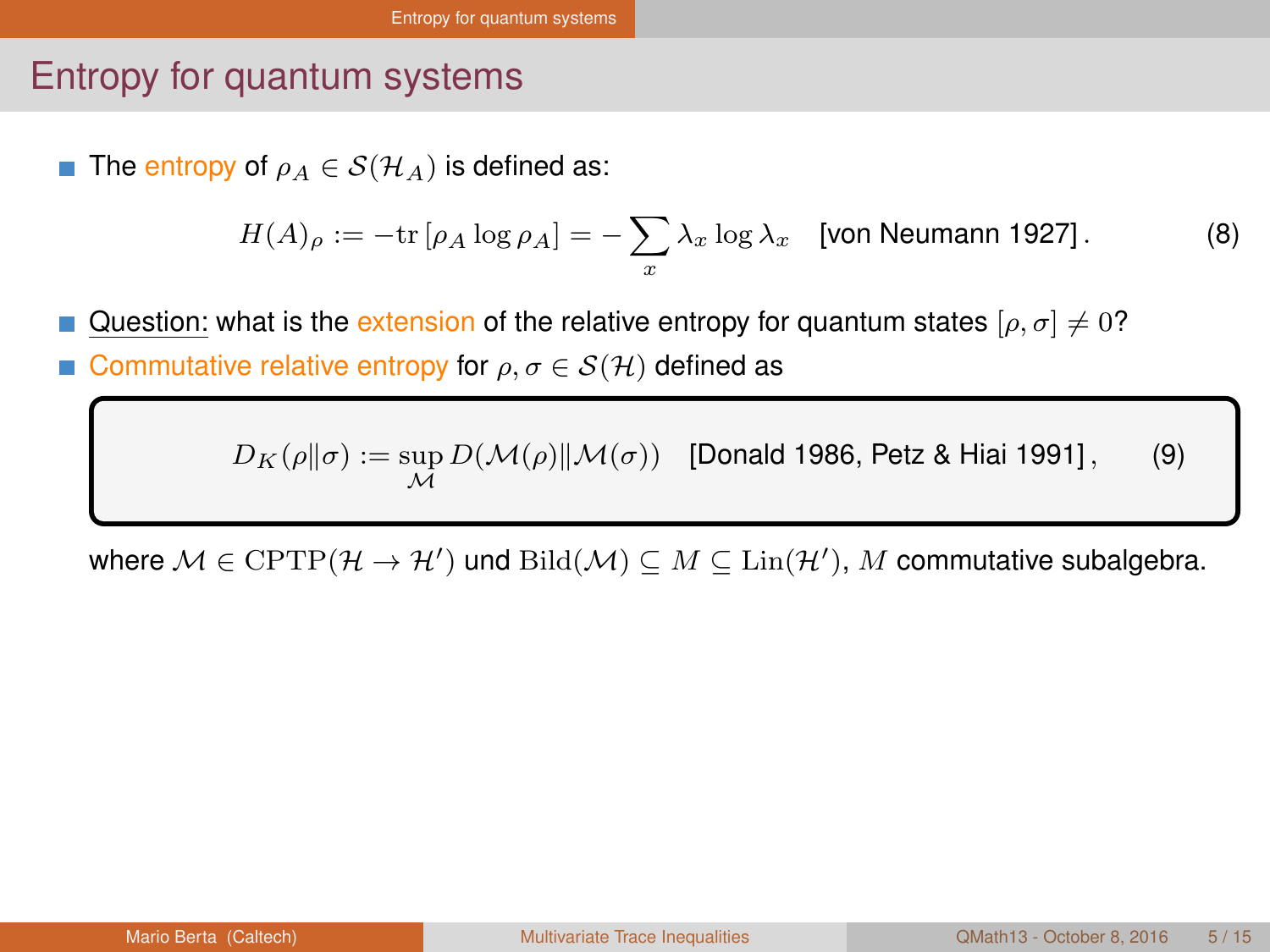# Entropy for quantum systems

- The entropy of $\rho_A \in \mathcal{S}(\mathcal{H}_A)$ is defined as:

$$H(A)_\rho := -\mathrm{tr}\left[\rho_A \log \rho_A\right] = -\sum_x \lambda_x \log \lambda_x \quad \text{[von Neumann 1927]}. \tag{8}$$

- Question: what is the extension of the relative entropy for quantum states $[\rho, \sigma] \neq 0$?
- Commutative relative entropy for $\rho, \sigma \in \mathcal{S}(\mathcal{H})$ defined as

$$D_K(\rho\|\sigma) := \sup_{\mathcal{M}} D(\mathcal{M}(\rho)\|\mathcal{M}(\sigma)) \quad \text{[Donald 1986, Petz \& Hiai 1991]}, \tag{9}$$

where $\mathcal{M} \in \mathrm{CPTP}(\mathcal{H} \to \mathcal{H}')$ und $\mathrm{Bild}(\mathcal{M}) \subseteq M \subseteq \mathrm{Lin}(\mathcal{H}')$, $M$ commutative subalgebra.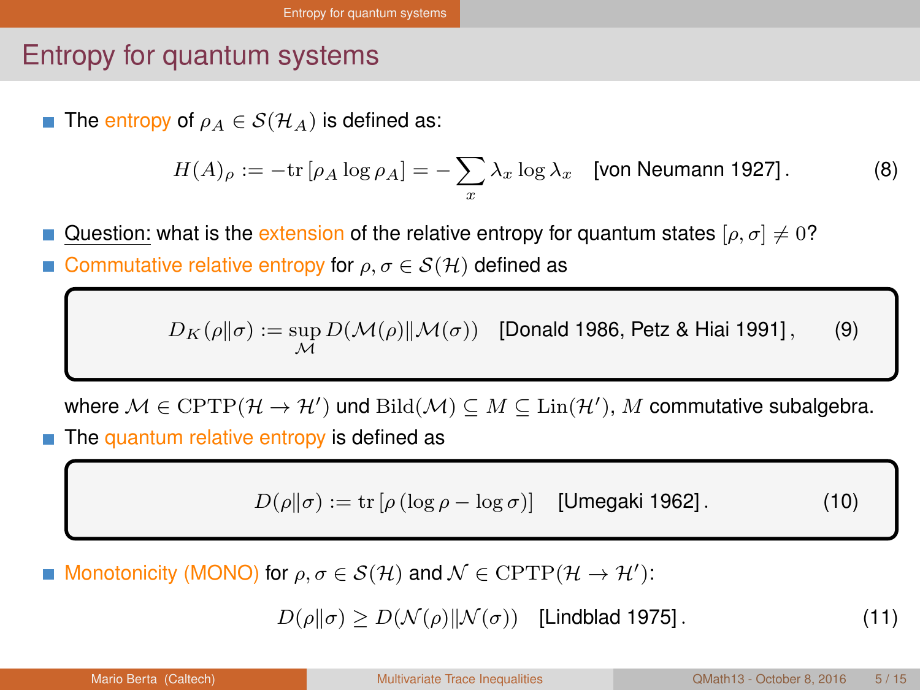# Entropy for quantum systems

- The entropy of $\rho_A \in \mathcal{S}(\mathcal{H}_A)$ is defined as:

$$H(A)_\rho := -\mathrm{tr}\left[\rho_A \log \rho_A\right] = -\sum_x \lambda_x \log \lambda_x \quad \text{[von Neumann 1927]}. \tag{8}$$

- Question: what is the extension of the relative entropy for quantum states $[\rho, \sigma] \neq 0$?
- Commutative relative entropy for $\rho, \sigma \in \mathcal{S}(\mathcal{H})$ defined as

$$D_K(\rho\|\sigma) := \sup_{\mathcal{M}} D(\mathcal{M}(\rho)\|\mathcal{M}(\sigma)) \quad \text{[Donald 1986, Petz \& Hiai 1991]}, \tag{9}$$

where $\mathcal{M} \in \mathrm{CPTP}(\mathcal{H} \to \mathcal{H}')$ und $\mathrm{Bild}(\mathcal{M}) \subseteq M \subseteq \mathrm{Lin}(\mathcal{H}')$, $M$ commutative subalgebra.

- The quantum relative entropy is defined as

$$D(\rho\|\sigma) := \mathrm{tr}\left[\rho\left(\log \rho - \log \sigma\right)\right] \quad \text{[Umegaki 1962]}. \tag{10}$$

- Monotonicity (MONO) for $\rho, \sigma \in \mathcal{S}(\mathcal{H})$ and $\mathcal{N} \in \mathrm{CPTP}(\mathcal{H} \to \mathcal{H}')$:

$$D(\rho\|\sigma) \geq D(\mathcal{N}(\rho)\|\mathcal{N}(\sigma)) \quad \text{[Lindblad 1975]}. \tag{11}$$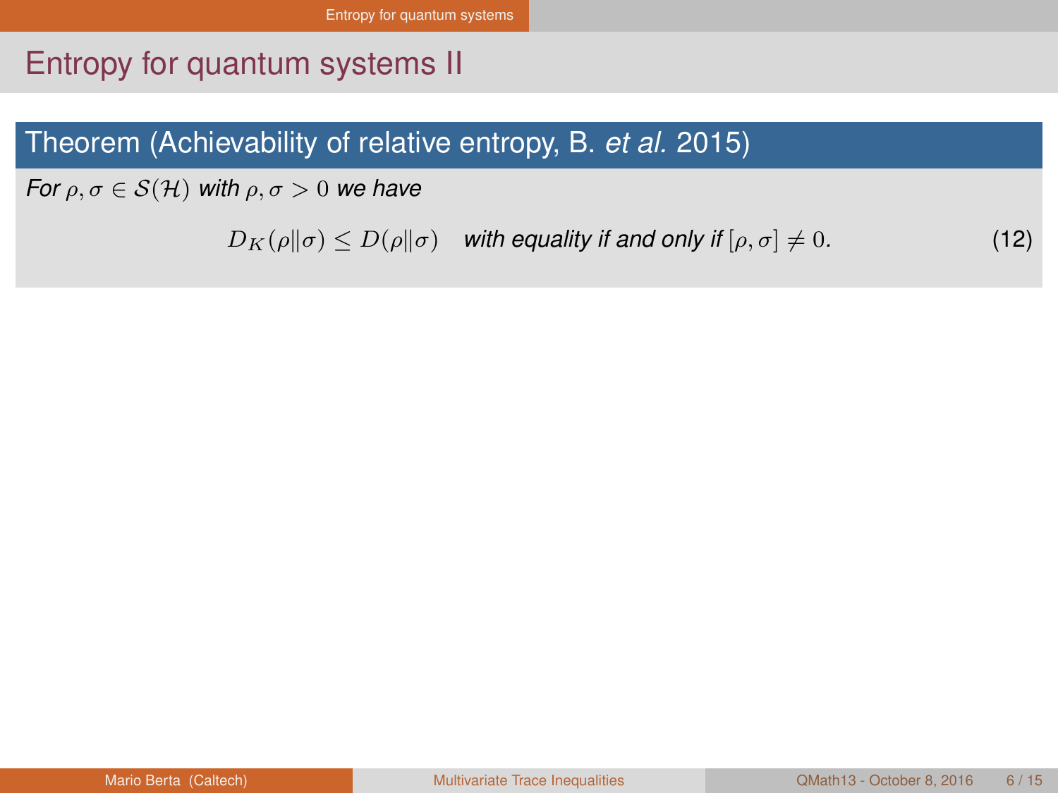# Entropy for quantum systems II

**Theorem (Achievability of relative entropy, B. *et al.* 2015)**

*For $\rho, \sigma \in \mathcal{S}(\mathcal{H})$ with $\rho, \sigma > 0$ we have*

$$D_K(\rho\|\sigma) \leq D(\rho\|\sigma) \quad \text{with equality if and only if } [\rho, \sigma] \neq 0. \tag{12}$$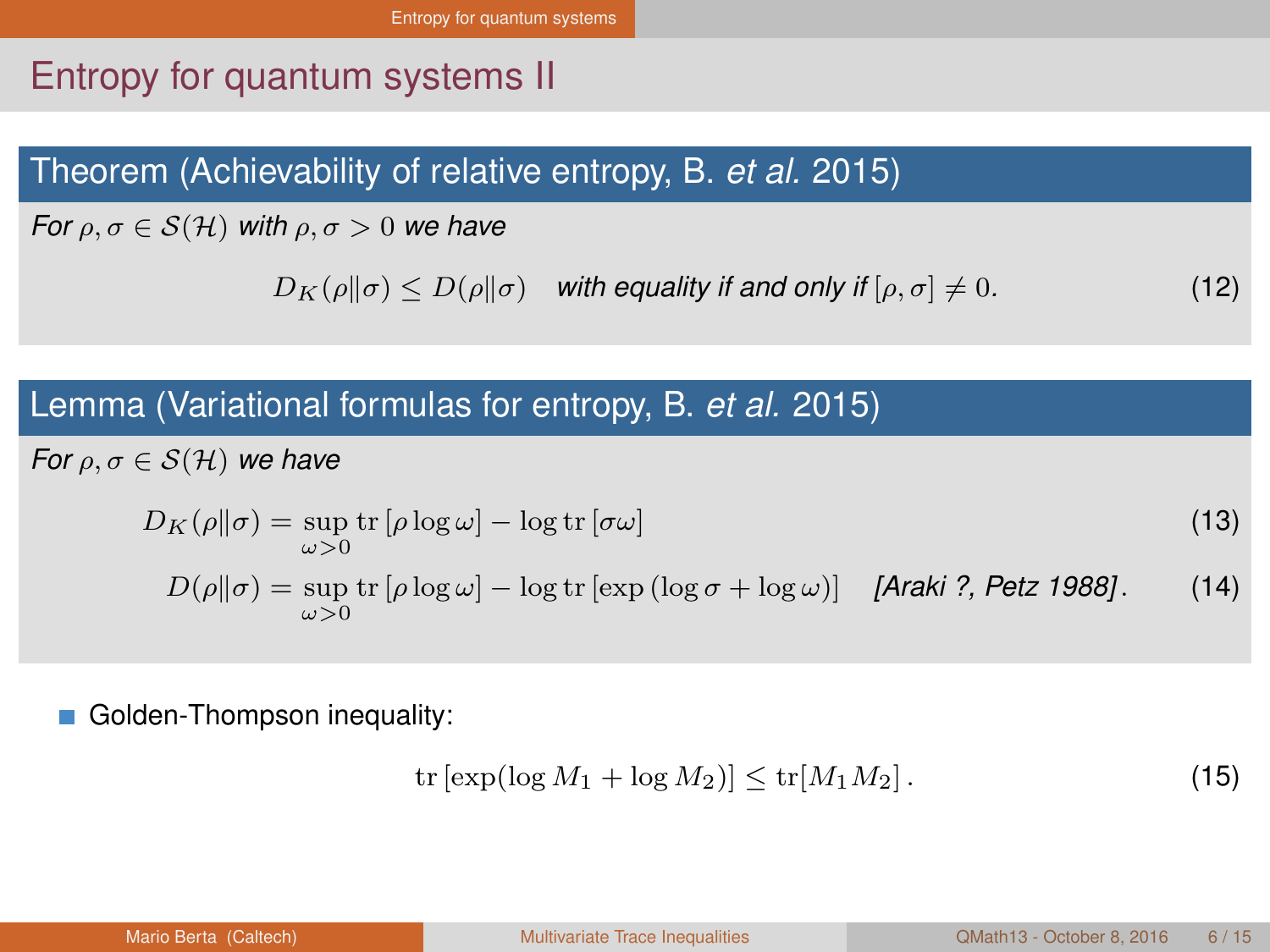# Entropy for quantum systems II

## Theorem (Achievability of relative entropy, B. *et al.* 2015)

*For $\rho, \sigma \in \mathcal{S}(\mathcal{H})$ with $\rho, \sigma > 0$ we have*

$$D_K(\rho\|\sigma) \leq D(\rho\|\sigma) \quad \textit{with equality if and only if } [\rho, \sigma] \neq 0. \tag{12}$$

## Lemma (Variational formulas for entropy, B. *et al.* 2015)

*For $\rho, \sigma \in \mathcal{S}(\mathcal{H})$ we have*

$$D_K(\rho\|\sigma) = \sup_{\omega > 0} \operatorname{tr}[\rho \log \omega] - \log \operatorname{tr}[\sigma \omega] \tag{13}$$

$$D(\rho\|\sigma) = \sup_{\omega > 0} \operatorname{tr}[\rho \log \omega] - \log \operatorname{tr}[\exp(\log \sigma + \log \omega)] \quad \textit{[Araki ?, Petz 1988].} \tag{14}$$

- Golden-Thompson inequality:

$$\operatorname{tr}[\exp(\log M_1 + \log M_2)] \leq \operatorname{tr}[M_1 M_2]. \tag{15}$$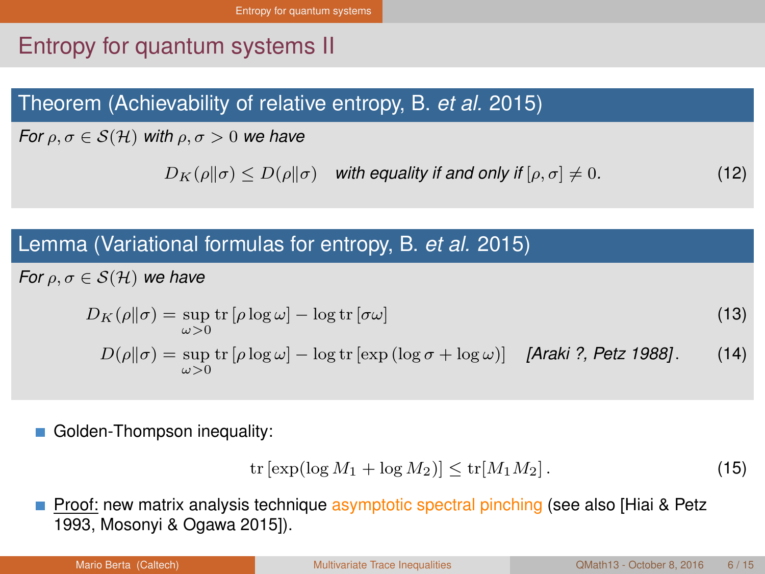# Entropy for quantum systems II

## Theorem (Achievability of relative entropy, B. *et al.* 2015)

*For $\rho, \sigma \in \mathcal{S}(\mathcal{H})$ with $\rho, \sigma > 0$ we have*

$$D_K(\rho\|\sigma) \leq D(\rho\|\sigma) \quad \text{with equality if and only if } [\rho, \sigma] \neq 0. \tag{12}$$

## Lemma (Variational formulas for entropy, B. *et al.* 2015)

*For $\rho, \sigma \in \mathcal{S}(\mathcal{H})$ we have*

$$D_K(\rho\|\sigma) = \sup_{\omega > 0} \operatorname{tr}[\rho \log \omega] - \log \operatorname{tr}[\sigma \omega] \tag{13}$$

$$D(\rho\|\sigma) = \sup_{\omega > 0} \operatorname{tr}[\rho \log \omega] - \log \operatorname{tr}[\exp(\log \sigma + \log \omega)] \quad \text{[Araki ?, Petz 1988]}. \tag{14}$$

- Golden-Thompson inequality:

$$\operatorname{tr}[\exp(\log M_1 + \log M_2)] \leq \operatorname{tr}[M_1 M_2]\,. \tag{15}$$

- Proof: new matrix analysis technique asymptotic spectral pinching (see also [Hiai & Petz 1993, Mosonyi & Ogawa 2015]).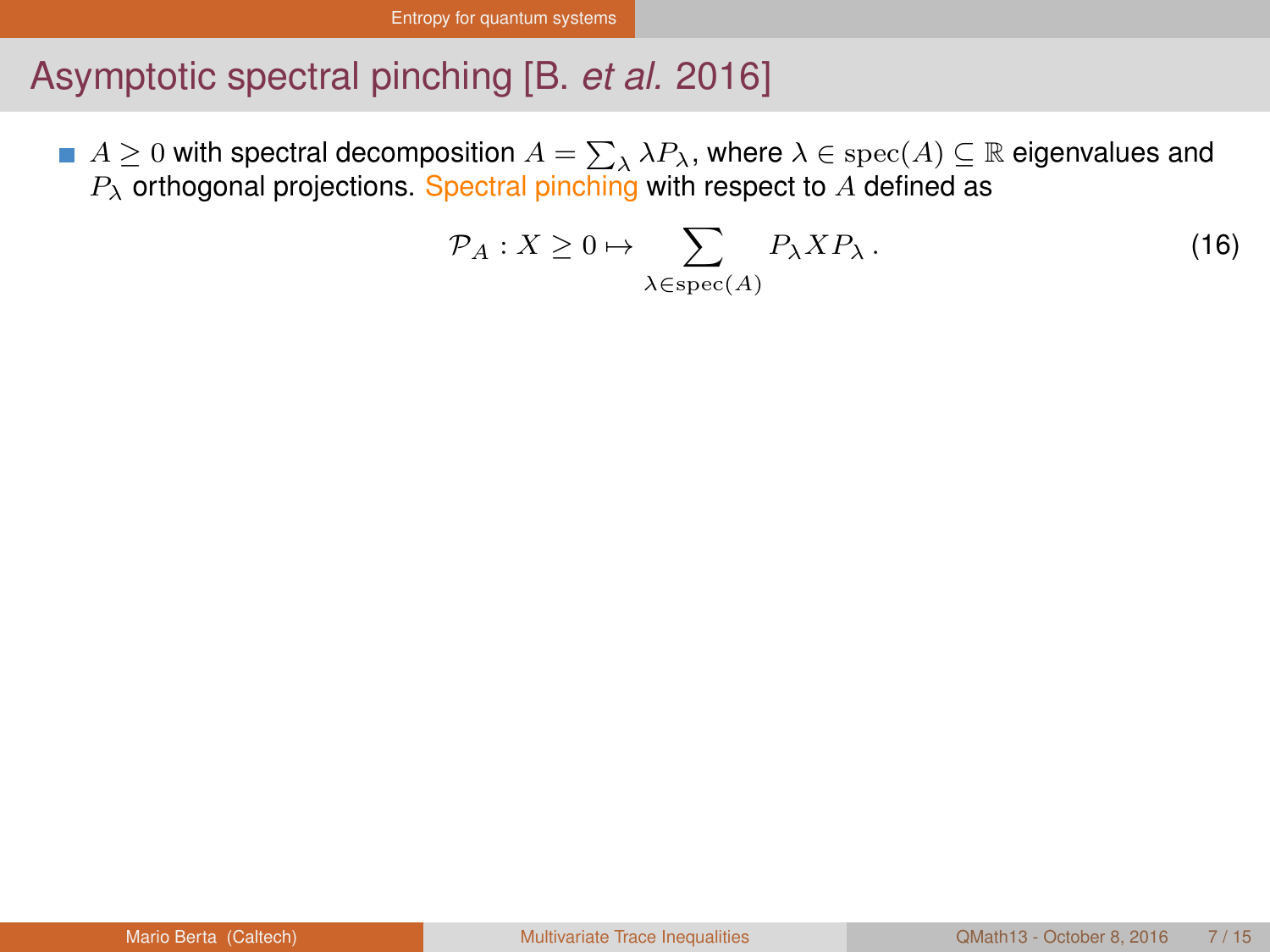# Asymptotic spectral pinching [B. *et al.* 2016]

- $A \geq 0$ with spectral decomposition $A = \sum_\lambda \lambda P_\lambda$, where $\lambda \in \mathrm{spec}(A) \subseteq \mathbb{R}$ eigenvalues and $P_\lambda$ orthogonal projections. Spectral pinching with respect to $A$ defined as

$$\mathcal{P}_A : X \geq 0 \mapsto \sum_{\lambda \in \mathrm{spec}(A)} P_\lambda X P_\lambda \,. \tag{16}$$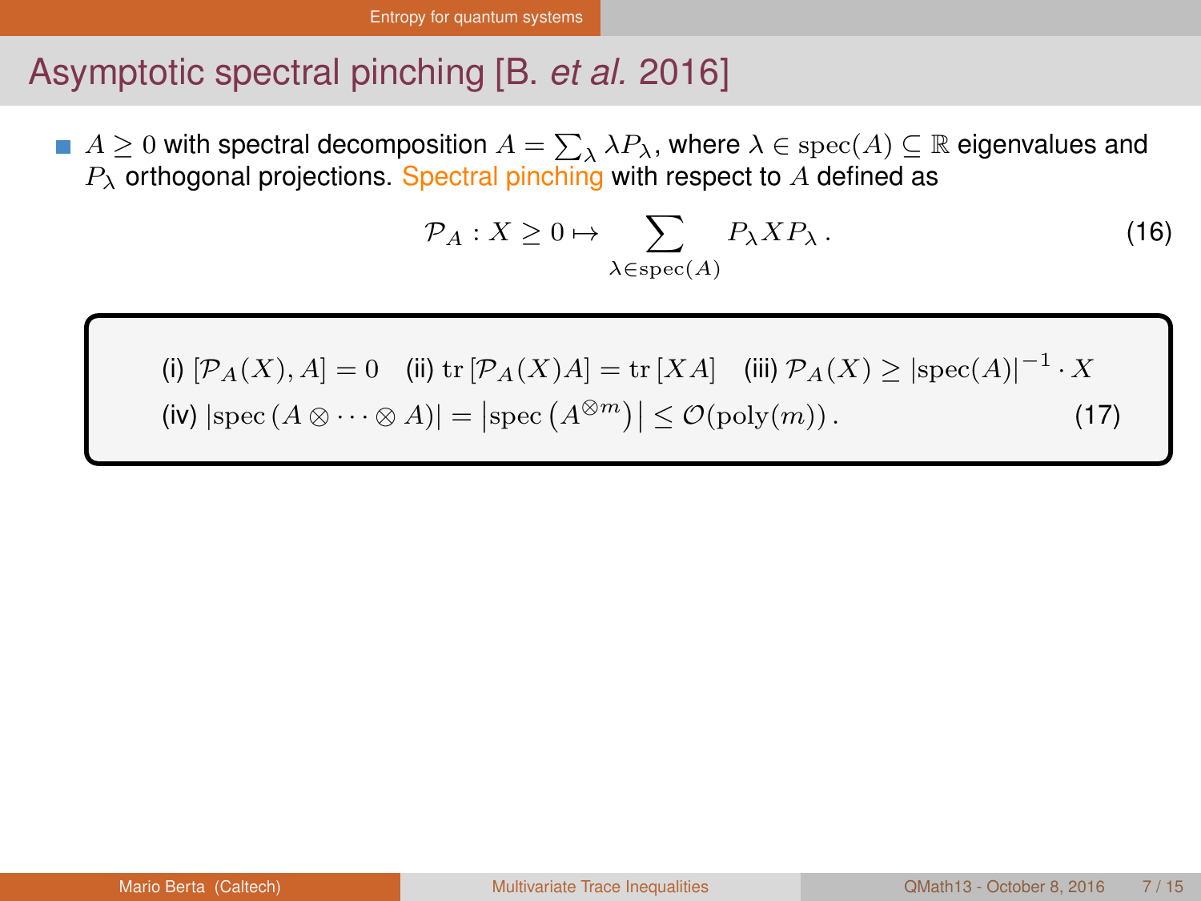## Asymptotic spectral pinching [B. *et al.* 2016]

- $A \geq 0$ with spectral decomposition $A = \sum_\lambda \lambda P_\lambda$, where $\lambda \in \mathrm{spec}(A) \subseteq \mathbb{R}$ eigenvalues and $P_\lambda$ orthogonal projections. Spectral pinching with respect to $A$ defined as

$$\mathcal{P}_A : X \geq 0 \mapsto \sum_{\lambda \in \mathrm{spec}(A)} P_\lambda X P_\lambda \,. \tag{16}$$

$$\text{(i) } [\mathcal{P}_A(X), A] = 0 \quad \text{(ii) } \mathrm{tr}\left[\mathcal{P}_A(X)A\right] = \mathrm{tr}\left[XA\right] \quad \text{(iii) } \mathcal{P}_A(X) \geq |\mathrm{spec}(A)|^{-1} \cdot X$$
$$\text{(iv) } |\mathrm{spec}\left(A \otimes \cdots \otimes A\right)| = \left|\mathrm{spec}\left(A^{\otimes m}\right)\right| \leq \mathcal{O}(\mathrm{poly}(m)) \,. \tag{17}$$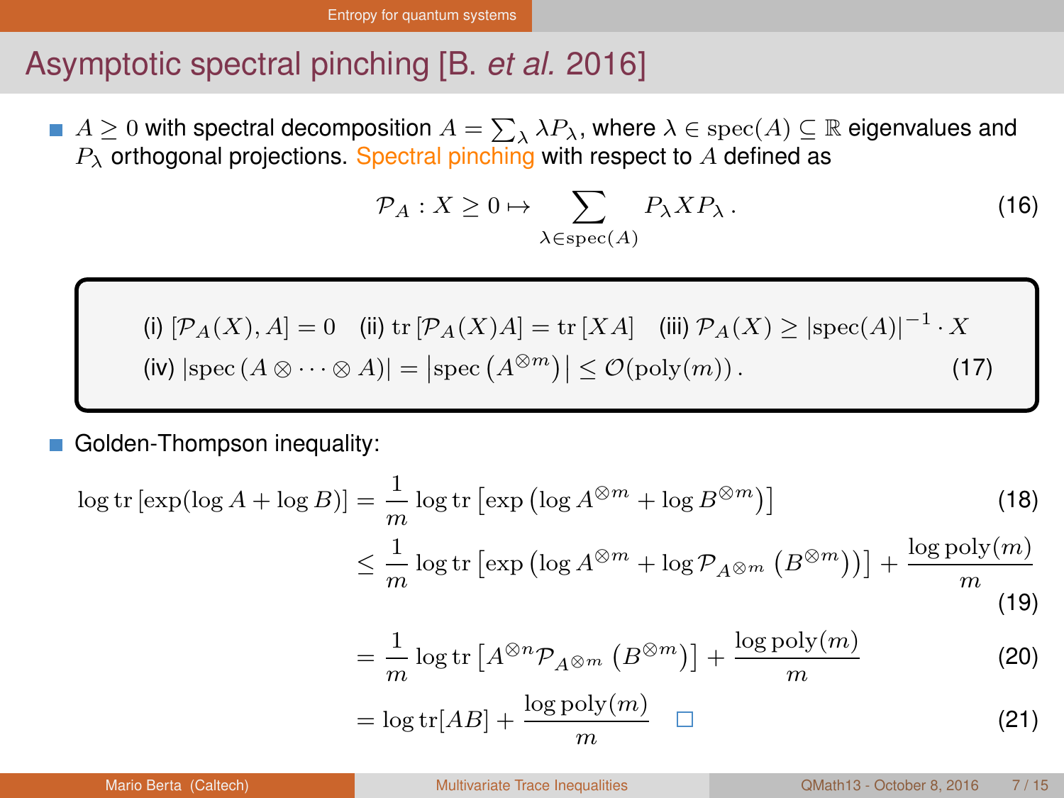## Asymptotic spectral pinching [B. *et al.* 2016]

- $A \geq 0$ with spectral decomposition $A = \sum_\lambda \lambda P_\lambda$, where $\lambda \in \mathrm{spec}(A) \subseteq \mathbb{R}$ eigenvalues and $P_\lambda$ orthogonal projections. Spectral pinching with respect to $A$ defined as

$$\mathcal{P}_A : X \geq 0 \mapsto \sum_{\lambda \in \mathrm{spec}(A)} P_\lambda X P_\lambda \,. \tag{16}$$

$$\text{(i) } [\mathcal{P}_A(X), A] = 0 \quad \text{(ii) } \mathrm{tr}\,[\mathcal{P}_A(X)A] = \mathrm{tr}\,[XA] \quad \text{(iii) } \mathcal{P}_A(X) \geq |\mathrm{spec}(A)|^{-1} \cdot X$$
$$\text{(iv) } |\mathrm{spec}\,(A \otimes \cdots \otimes A)| = \left|\mathrm{spec}\left(A^{\otimes m}\right)\right| \leq \mathcal{O}(\mathrm{poly}(m))\,. \tag{17}$$

- Golden-Thompson inequality:

$$\log \mathrm{tr}\,[\exp(\log A + \log B)] = \frac{1}{m} \log \mathrm{tr}\left[\exp\left(\log A^{\otimes m} + \log B^{\otimes m}\right)\right] \tag{18}$$

$$\leq \frac{1}{m} \log \mathrm{tr}\left[\exp\left(\log A^{\otimes m} + \log \mathcal{P}_{A^{\otimes m}}\left(B^{\otimes m}\right)\right)\right] + \frac{\log \mathrm{poly}(m)}{m} \tag{19}$$

$$= \frac{1}{m} \log \mathrm{tr}\left[A^{\otimes n} \mathcal{P}_{A^{\otimes m}}\left(B^{\otimes m}\right)\right] + \frac{\log \mathrm{poly}(m)}{m} \tag{20}$$

$$= \log \mathrm{tr}[AB] + \frac{\log \mathrm{poly}(m)}{m} \quad \square \tag{21}$$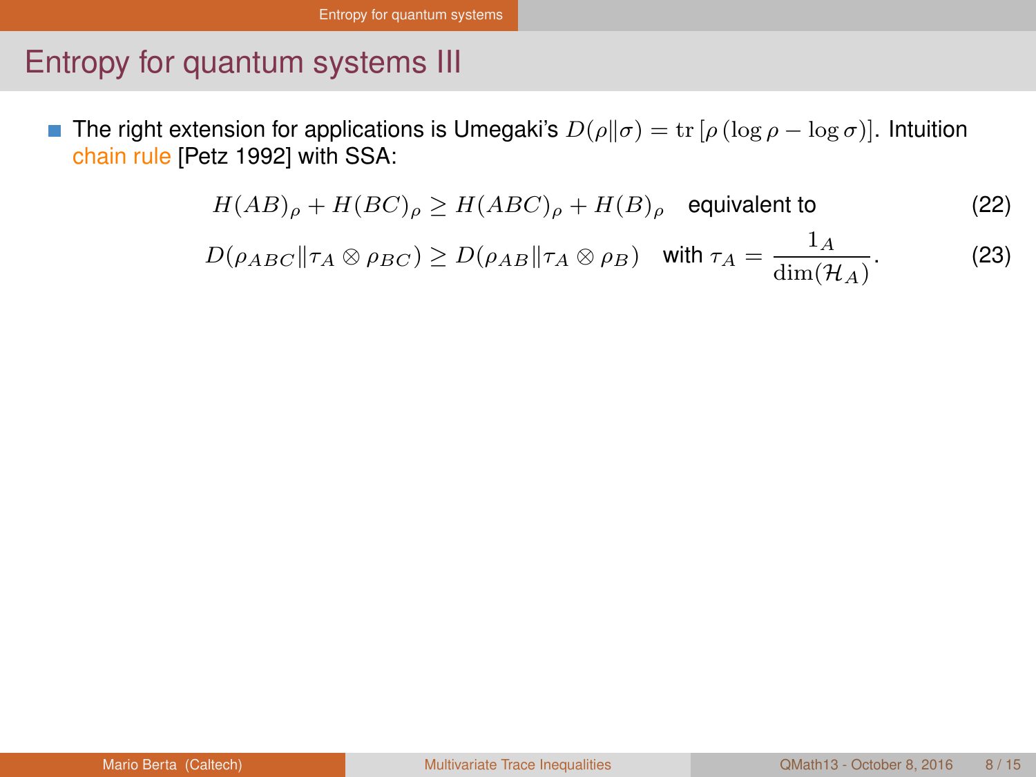## Entropy for quantum systems III

- The right extension for applications is Umegaki's $D(\rho\|\sigma) = \mathrm{tr}\left[\rho\left(\log\rho - \log\sigma\right)\right]$. Intuition chain rule [Petz 1992] with SSA:

$$H(AB)_\rho + H(BC)_\rho \geq H(ABC)_\rho + H(B)_\rho \quad \text{equivalent to} \tag{22}$$

$$D(\rho_{ABC}\|\tau_A \otimes \rho_{BC}) \geq D(\rho_{AB}\|\tau_A \otimes \rho_B) \quad \text{with } \tau_A = \frac{1_A}{\dim(\mathcal{H}_A)}. \tag{23}$$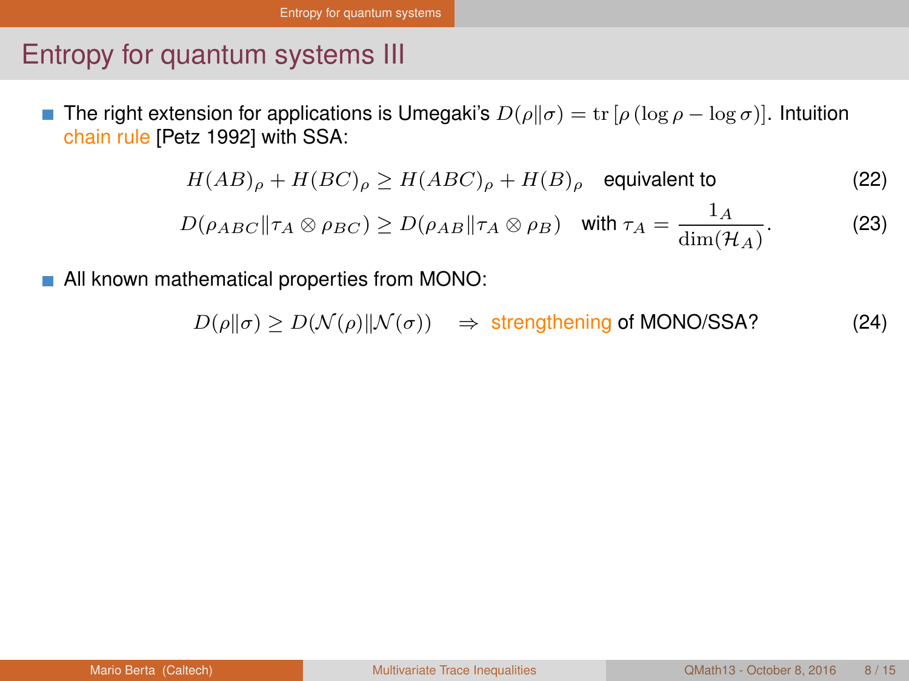# Entropy for quantum systems III

- The right extension for applications is Umegaki's $D(\rho\|\sigma) = \mathrm{tr}\left[\rho\left(\log\rho - \log\sigma\right)\right]$. Intuition chain rule [Petz 1992] with SSA:

$$H(AB)_\rho + H(BC)_\rho \geq H(ABC)_\rho + H(B)_\rho \quad \text{equivalent to} \tag{22}$$

$$D(\rho_{ABC}\|\tau_A \otimes \rho_{BC}) \geq D(\rho_{AB}\|\tau_A \otimes \rho_B) \quad \text{with } \tau_A = \frac{1_A}{\dim(\mathcal{H}_A)}. \tag{23}$$

- All known mathematical properties from MONO:

$$D(\rho\|\sigma) \geq D(\mathcal{N}(\rho)\|\mathcal{N}(\sigma)) \quad \Rightarrow \text{ strengthening of MONO/SSA?} \tag{24}$$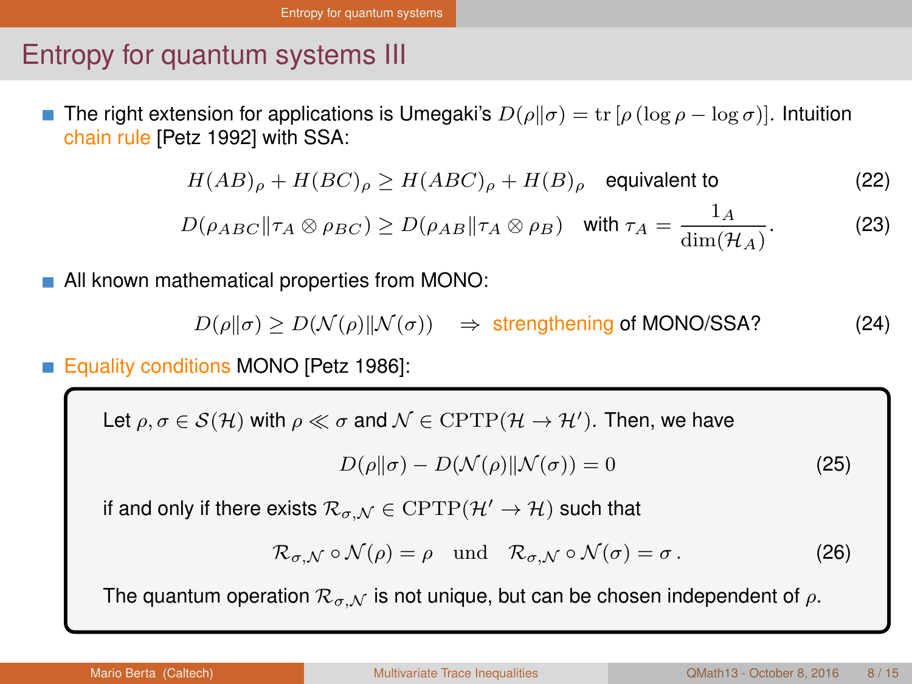## Entropy for quantum systems III

- The right extension for applications is Umegaki's $D(\rho\|\sigma) = \mathrm{tr}\left[\rho\left(\log\rho - \log\sigma\right)\right]$. Intuition chain rule [Petz 1992] with SSA:

$$H(AB)_\rho + H(BC)_\rho \geq H(ABC)_\rho + H(B)_\rho \quad \text{equivalent to} \tag{22}$$

$$D(\rho_{ABC}\|\tau_A \otimes \rho_{BC}) \geq D(\rho_{AB}\|\tau_A \otimes \rho_B) \quad \text{with } \tau_A = \frac{1_A}{\dim(\mathcal{H}_A)}. \tag{23}$$

- All known mathematical properties from MONO:

$$D(\rho\|\sigma) \geq D(\mathcal{N}(\rho)\|\mathcal{N}(\sigma)) \quad \Rightarrow \text{ strengthening of MONO/SSA?} \tag{24}$$

- Equality conditions MONO [Petz 1986]:

> Let $\rho, \sigma \in \mathcal{S}(\mathcal{H})$ with $\rho \ll \sigma$ and $\mathcal{N} \in \mathrm{CPTP}(\mathcal{H} \to \mathcal{H}')$. Then, we have
>
> $$D(\rho\|\sigma) - D(\mathcal{N}(\rho)\|\mathcal{N}(\sigma)) = 0 \tag{25}$$
>
> if and only if there exists $\mathcal{R}_{\sigma,\mathcal{N}} \in \mathrm{CPTP}(\mathcal{H}' \to \mathcal{H})$ such that
>
> $$\mathcal{R}_{\sigma,\mathcal{N}} \circ \mathcal{N}(\rho) = \rho \quad \text{und} \quad \mathcal{R}_{\sigma,\mathcal{N}} \circ \mathcal{N}(\sigma) = \sigma\,. \tag{26}$$
>
> The quantum operation $\mathcal{R}_{\sigma,\mathcal{N}}$ is not unique, but can be chosen independent of $\rho$.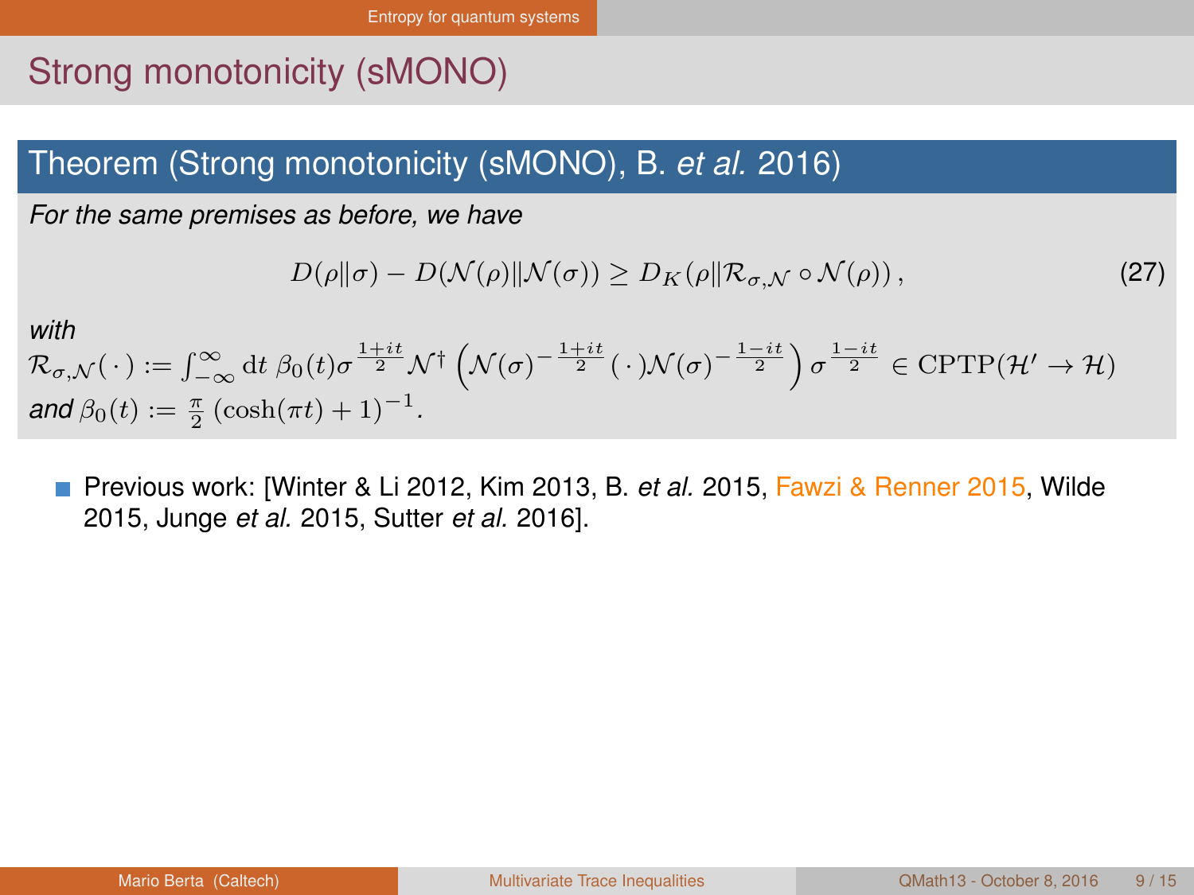## Strong monotonicity (sMONO)

**Theorem (Strong monotonicity (sMONO), B. *et al.* 2016)**

*For the same premises as before, we have*

$$D(\rho\|\sigma) - D(\mathcal{N}(\rho)\|\mathcal{N}(\sigma)) \geq D_K(\rho\|\mathcal{R}_{\sigma,\mathcal{N}} \circ \mathcal{N}(\rho))\,, \tag{27}$$

*with*
$\mathcal{R}_{\sigma,\mathcal{N}}(\,\cdot\,) := \int_{-\infty}^{\infty} \mathrm{d}t\; \beta_0(t)\sigma^{\frac{1+it}{2}}\mathcal{N}^\dagger\left(\mathcal{N}(\sigma)^{-\frac{1+it}{2}}(\,\cdot\,)\mathcal{N}(\sigma)^{-\frac{1-it}{2}}\right)\sigma^{\frac{1-it}{2}} \in \mathrm{CPTP}(\mathcal{H}' \to \mathcal{H})$
*and* $\beta_0(t) := \frac{\pi}{2}\left(\cosh(\pi t) + 1\right)^{-1}$*.*

- Previous work: [Winter & Li 2012, Kim 2013, B. *et al.* 2015, Fawzi & Renner 2015, Wilde 2015, Junge *et al.* 2015, Sutter *et al.* 2016].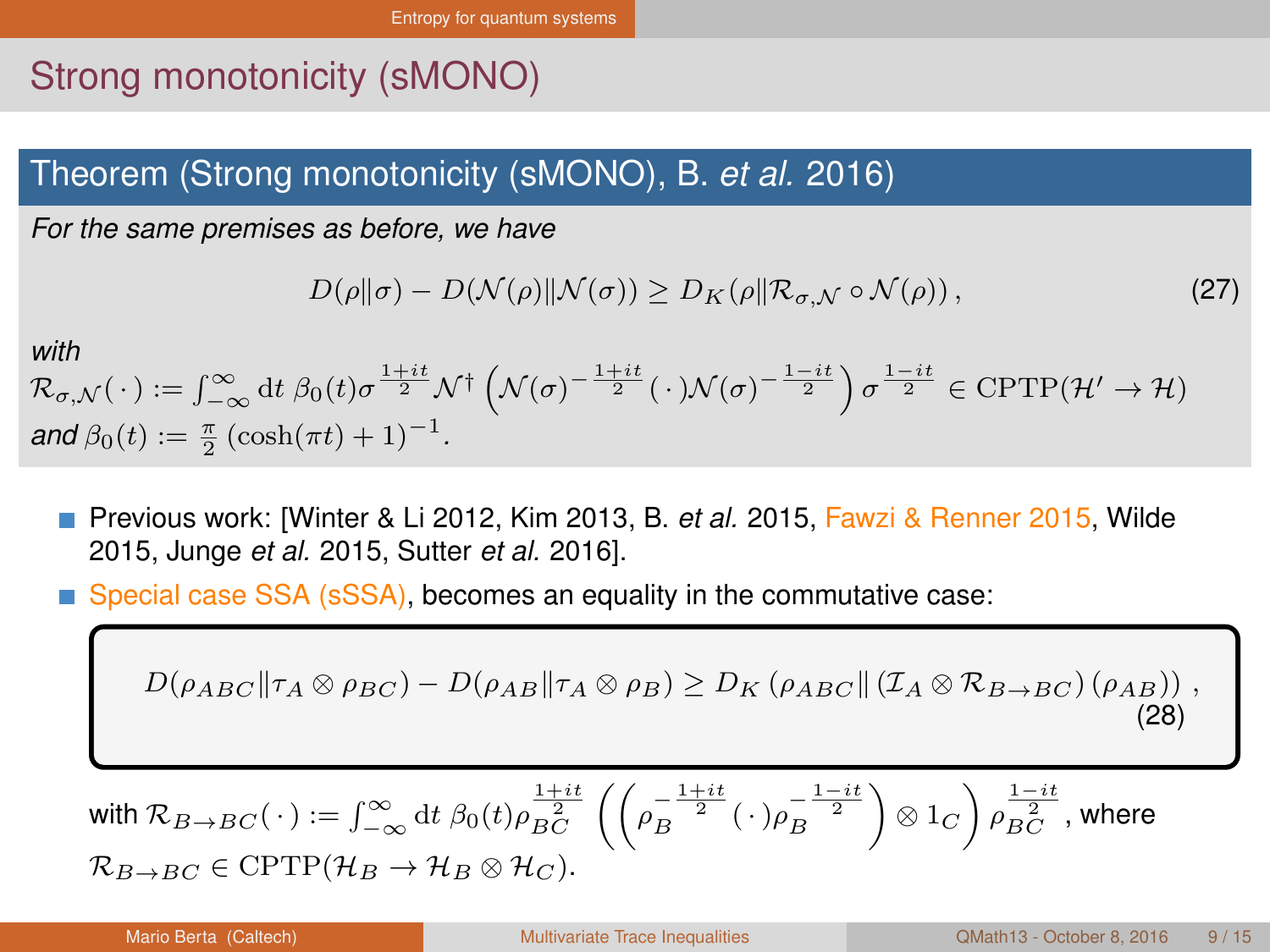# Strong monotonicity (sMONO)

## Theorem (Strong monotonicity (sMONO), B. *et al.* 2016)

*For the same premises as before, we have*

$$D(\rho\|\sigma) - D(\mathcal{N}(\rho)\|\mathcal{N}(\sigma)) \geq D_K(\rho\|\mathcal{R}_{\sigma,\mathcal{N}} \circ \mathcal{N}(\rho))\,, \tag{27}$$

*with*
$\mathcal{R}_{\sigma,\mathcal{N}}(\,\cdot\,) := \int_{-\infty}^{\infty} \mathrm{d}t\ \beta_0(t)\sigma^{\frac{1+it}{2}}\mathcal{N}^\dagger\left(\mathcal{N}(\sigma)^{-\frac{1+it}{2}}(\,\cdot\,)\mathcal{N}(\sigma)^{-\frac{1-it}{2}}\right)\sigma^{\frac{1-it}{2}} \in \mathrm{CPTP}(\mathcal{H}' \to \mathcal{H})$
*and* $\beta_0(t) := \frac{\pi}{2}\left(\cosh(\pi t) + 1\right)^{-1}$.

- Previous work: [Winter & Li 2012, Kim 2013, B. *et al.* 2015, Fawzi & Renner 2015, Wilde 2015, Junge *et al.* 2015, Sutter *et al.* 2016].
- Special case SSA (sSSA), becomes an equality in the commutative case:

$$D(\rho_{ABC}\|\tau_A \otimes \rho_{BC}) - D(\rho_{AB}\|\tau_A \otimes \rho_B) \geq D_K\left(\rho_{ABC}\|\left(\mathcal{I}_A \otimes \mathcal{R}_{B\to BC}\right)(\rho_{AB})\right)\,, \tag{28}$$

with $\mathcal{R}_{B\to BC}(\,\cdot\,) := \int_{-\infty}^{\infty} \mathrm{d}t\ \beta_0(t)\rho_{BC}^{\frac{1+it}{2}}\left(\left(\rho_B^{-\frac{1+it}{2}}(\,\cdot\,)\rho_B^{-\frac{1-it}{2}}\right)\otimes 1_C\right)\rho_{BC}^{\frac{1-it}{2}}$, where $\mathcal{R}_{B\to BC} \in \mathrm{CPTP}(\mathcal{H}_B \to \mathcal{H}_B \otimes \mathcal{H}_C)$.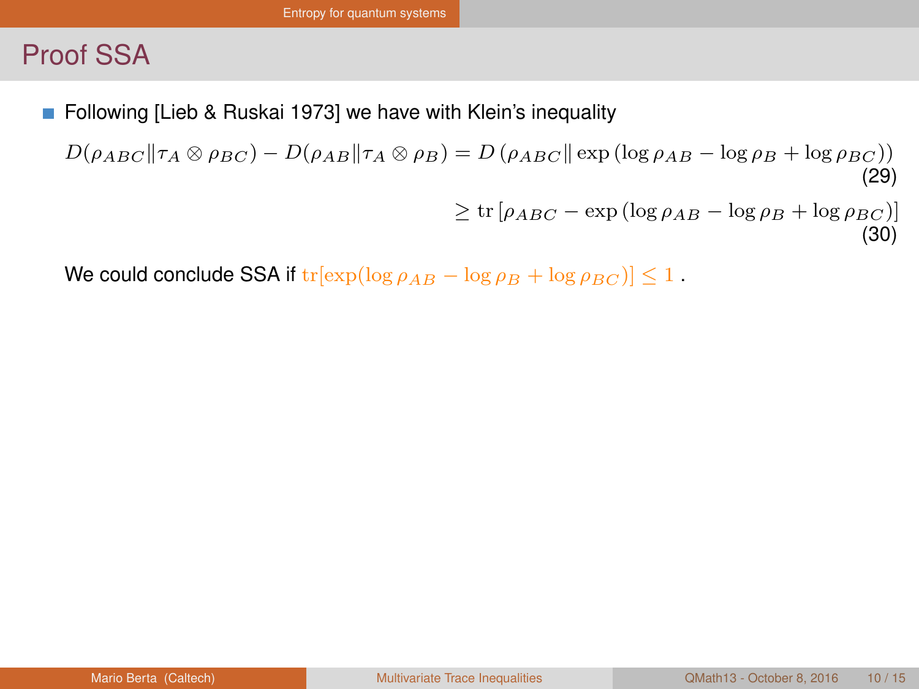## Proof SSA

- Following [Lieb & Ruskai 1973] we have with Klein's inequality

$$D(\rho_{ABC}\|\tau_A \otimes \rho_{BC}) - D(\rho_{AB}\|\tau_A \otimes \rho_B) = D\left(\rho_{ABC}\| \exp\left(\log \rho_{AB} - \log \rho_B + \log \rho_{BC}\right)\right) \tag{29}$$

$$\geq \operatorname{tr}\left[\rho_{ABC} - \exp\left(\log \rho_{AB} - \log \rho_B + \log \rho_{BC}\right)\right] \tag{30}$$

We could conclude SSA if $\operatorname{tr}[\exp(\log \rho_{AB} - \log \rho_B + \log \rho_{BC})] \leq 1$ .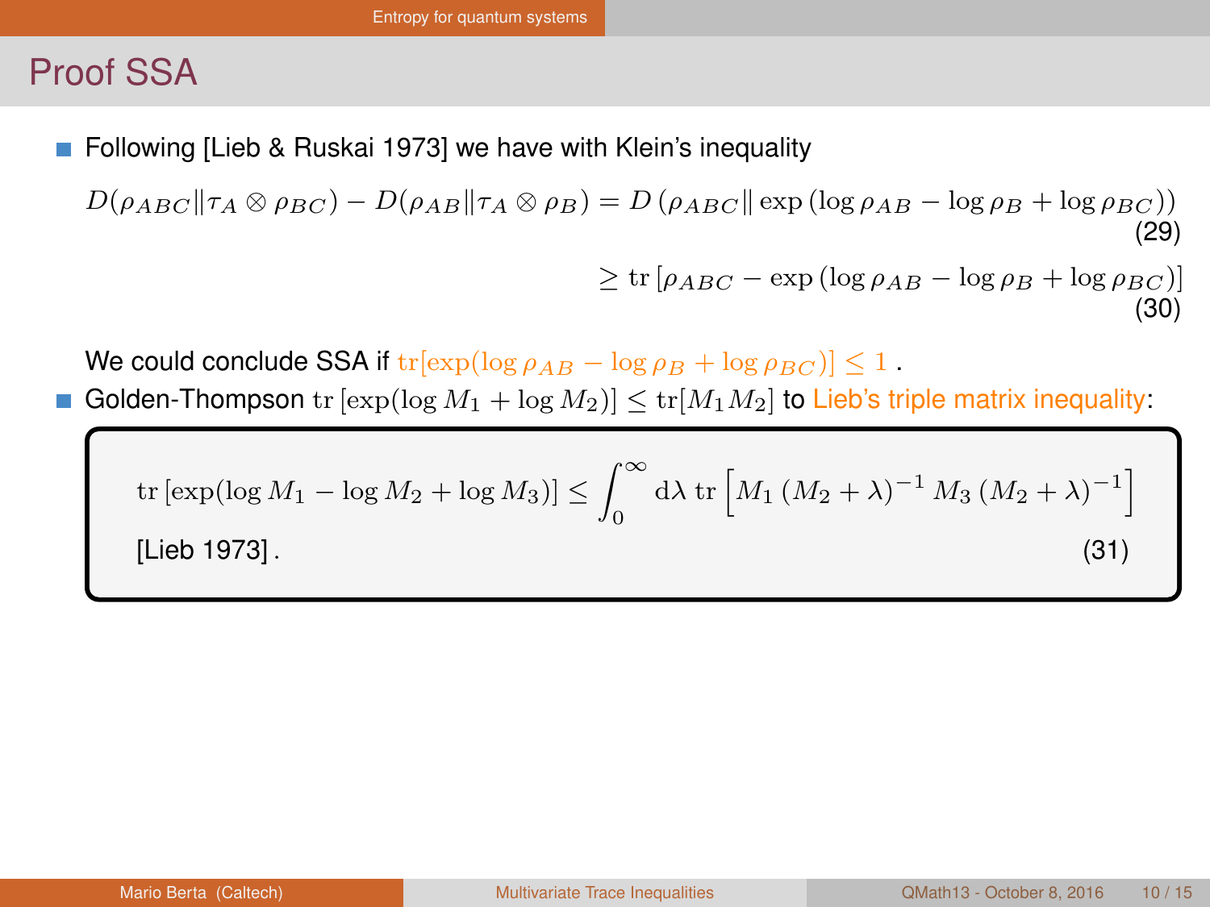# Proof SSA

- Following [Lieb & Ruskai 1973] we have with Klein's inequality

$$D(\rho_{ABC}\|\tau_A \otimes \rho_{BC}) - D(\rho_{AB}\|\tau_A \otimes \rho_B) = D\left(\rho_{ABC}\| \exp\left(\log \rho_{AB} - \log \rho_B + \log \rho_{BC}\right)\right) \tag{29}$$

$$\geq \operatorname{tr}\left[\rho_{ABC} - \exp\left(\log \rho_{AB} - \log \rho_B + \log \rho_{BC}\right)\right] \tag{30}$$

  We could conclude SSA if $\operatorname{tr}[\exp(\log \rho_{AB} - \log \rho_B + \log \rho_{BC})] \leq 1$ .

- Golden-Thompson $\operatorname{tr}\left[\exp(\log M_1 + \log M_2)\right] \leq \operatorname{tr}[M_1 M_2]$ to Lieb's triple matrix inequality:

$$\operatorname{tr}\left[\exp(\log M_1 - \log M_2 + \log M_3)\right] \leq \int_0^\infty \mathrm{d}\lambda \, \operatorname{tr}\left[M_1 \left(M_2 + \lambda\right)^{-1} M_3 \left(M_2 + \lambda\right)^{-1}\right]$$

[Lieb 1973]. (31)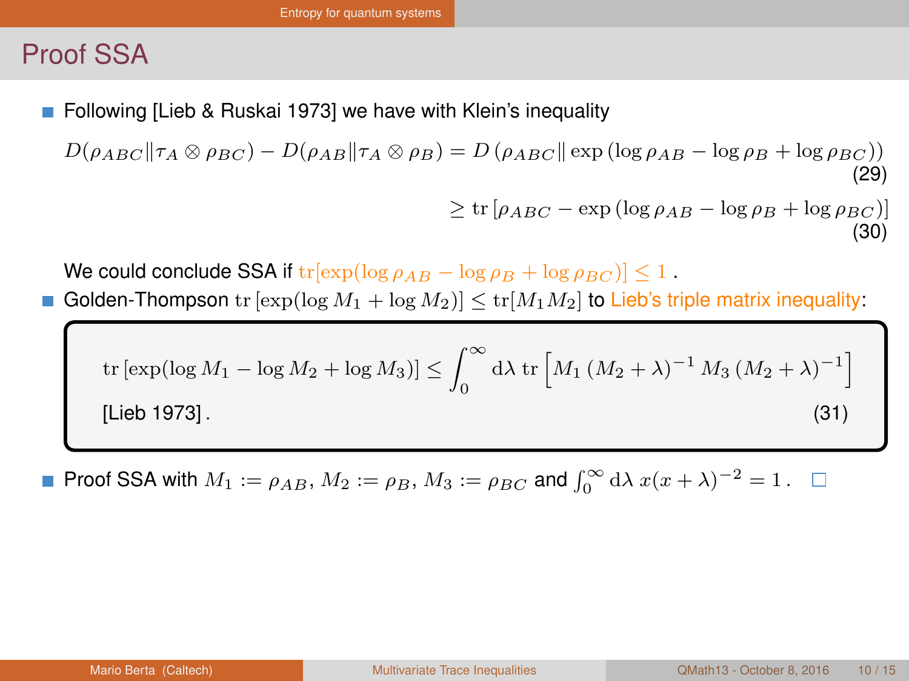## Proof SSA

- Following [Lieb & Ruskai 1973] we have with Klein's inequality

$$D(\rho_{ABC}\|\tau_A \otimes \rho_{BC}) - D(\rho_{AB}\|\tau_A \otimes \rho_B) = D\left(\rho_{ABC}\|\exp\left(\log \rho_{AB} - \log \rho_B + \log \rho_{BC}\right)\right) \quad (29)$$

$$\geq \operatorname{tr}\left[\rho_{ABC} - \exp\left(\log \rho_{AB} - \log \rho_B + \log \rho_{BC}\right)\right] \quad (30)$$

  We could conclude SSA if $\operatorname{tr}[\exp(\log \rho_{AB} - \log \rho_B + \log \rho_{BC})] \leq 1$ .

- Golden-Thompson $\operatorname{tr}\left[\exp(\log M_1 + \log M_2)\right] \leq \operatorname{tr}[M_1 M_2]$ to Lieb's triple matrix inequality:

$$\operatorname{tr}\left[\exp(\log M_1 - \log M_2 + \log M_3)\right] \leq \int_0^\infty \mathrm{d}\lambda \, \operatorname{tr}\left[M_1 \left(M_2 + \lambda\right)^{-1} M_3 \left(M_2 + \lambda\right)^{-1}\right] \quad (31)$$

  [Lieb 1973] .

- Proof SSA with $M_1 := \rho_{AB}$, $M_2 := \rho_B$, $M_3 := \rho_{BC}$ and $\int_0^\infty \mathrm{d}\lambda \, x(x+\lambda)^{-2} = 1$ . □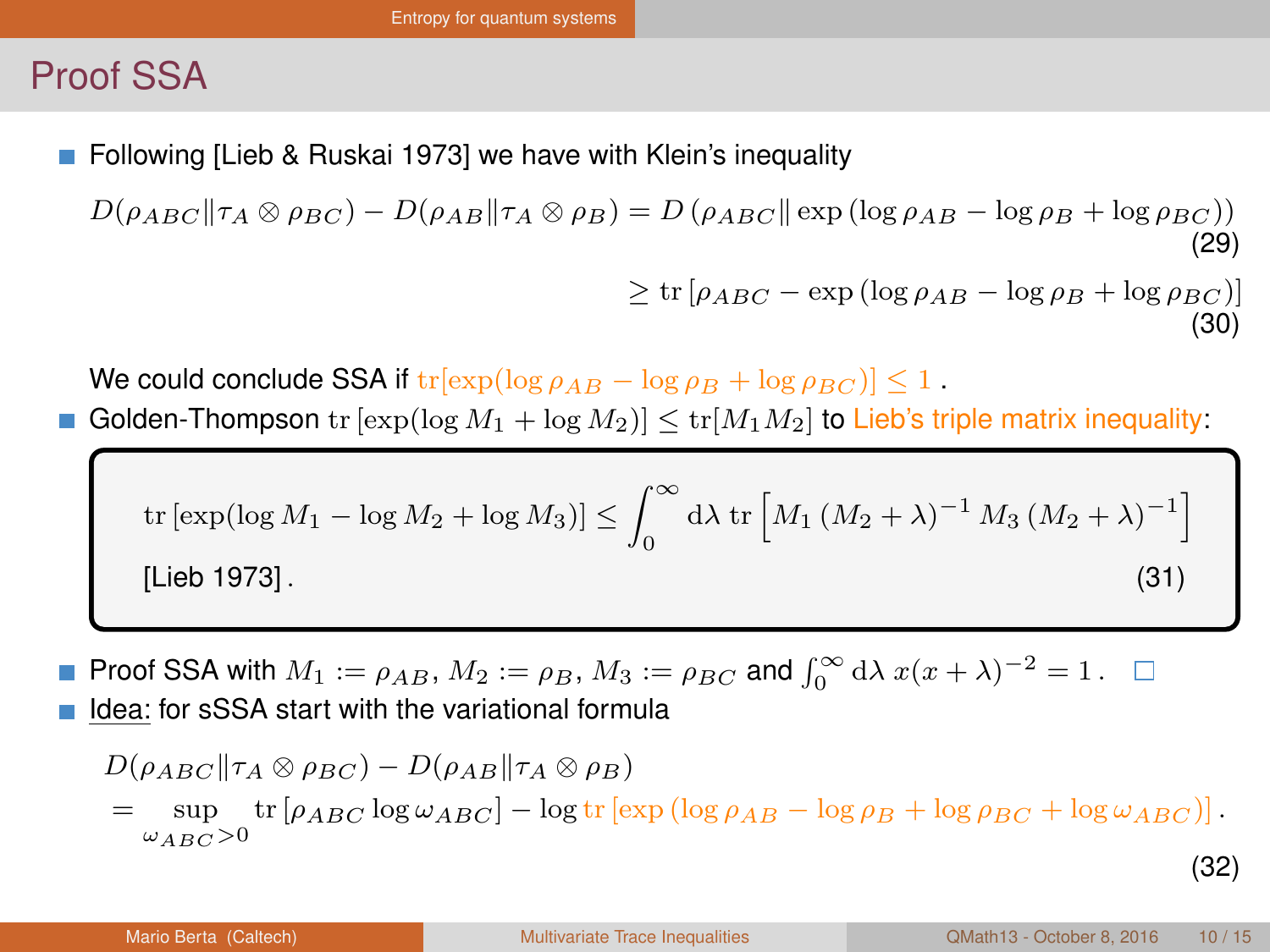## Proof SSA

- Following [Lieb & Ruskai 1973] we have with Klein's inequality

$$D(\rho_{ABC}\|\tau_A \otimes \rho_{BC}) - D(\rho_{AB}\|\tau_A \otimes \rho_B) = D\left(\rho_{ABC}\|\exp\left(\log\rho_{AB} - \log\rho_B + \log\rho_{BC}\right)\right) \tag{29}$$

$$\geq \mathrm{tr}\left[\rho_{ABC} - \exp\left(\log\rho_{AB} - \log\rho_B + \log\rho_{BC}\right)\right] \tag{30}$$

  We could conclude SSA if $\mathrm{tr}[\exp(\log\rho_{AB} - \log\rho_B + \log\rho_{BC})] \leq 1$ .

- Golden-Thompson $\mathrm{tr}\left[\exp(\log M_1 + \log M_2)\right] \leq \mathrm{tr}[M_1 M_2]$ to Lieb's triple matrix inequality:

$$\mathrm{tr}\left[\exp(\log M_1 - \log M_2 + \log M_3)\right] \leq \int_0^\infty \mathrm{d}\lambda\ \mathrm{tr}\left[M_1\left(M_2+\lambda\right)^{-1} M_3\left(M_2+\lambda\right)^{-1}\right] \tag{31}$$

[Lieb 1973] .

- Proof SSA with $M_1 := \rho_{AB}$, $M_2 := \rho_B$, $M_3 := \rho_{BC}$ and $\int_0^\infty \mathrm{d}\lambda\ x(x+\lambda)^{-2} = 1$ . □
- Idea: for sSSA start with the variational formula

$$D(\rho_{ABC}\|\tau_A \otimes \rho_{BC}) - D(\rho_{AB}\|\tau_A \otimes \rho_B)$$
$$= \sup_{\omega_{ABC}>0} \mathrm{tr}\left[\rho_{ABC}\log\omega_{ABC}\right] - \log\mathrm{tr}\left[\exp\left(\log\rho_{AB} - \log\rho_B + \log\rho_{BC} + \log\omega_{ABC}\right)\right] . \tag{32}$$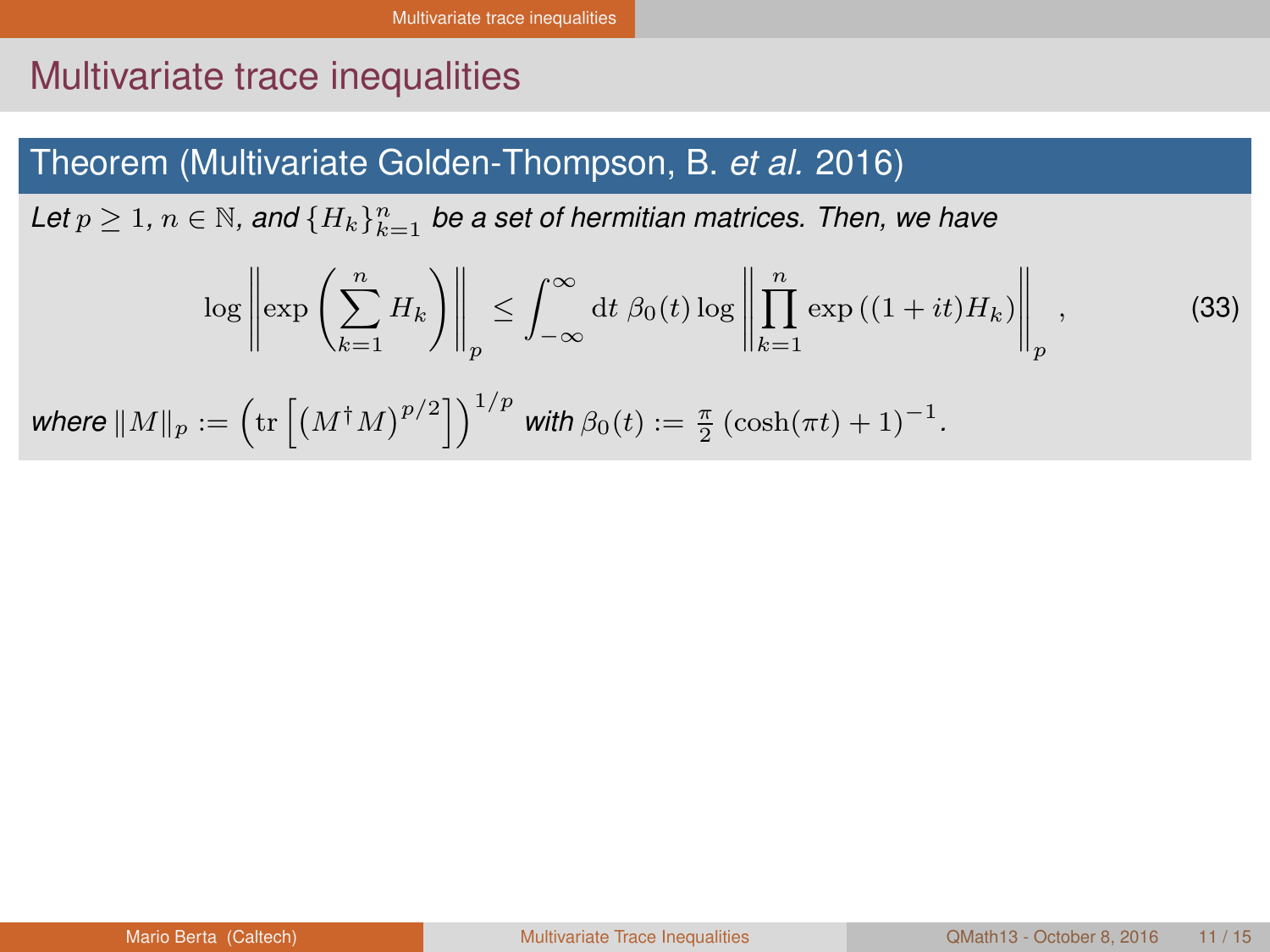# Multivariate trace inequalities

## Theorem (Multivariate Golden-Thompson, B. *et al.* 2016)

*Let $p \geq 1$, $n \in \mathbb{N}$, and $\{H_k\}_{k=1}^n$ be a set of hermitian matrices. Then, we have*

$$\log \left\| \exp\left( \sum_{k=1}^n H_k \right) \right\|_p \leq \int_{-\infty}^{\infty} \mathrm{d}t \; \beta_0(t) \log \left\| \prod_{k=1}^n \exp\left( (1+it) H_k \right) \right\|_p , \tag{33}$$

*where* $\|M\|_p := \left( \operatorname{tr}\left[ \left( M^\dagger M \right)^{p/2} \right] \right)^{1/p}$ *with* $\beta_0(t) := \frac{\pi}{2} \left( \cosh(\pi t) + 1 \right)^{-1}$*.*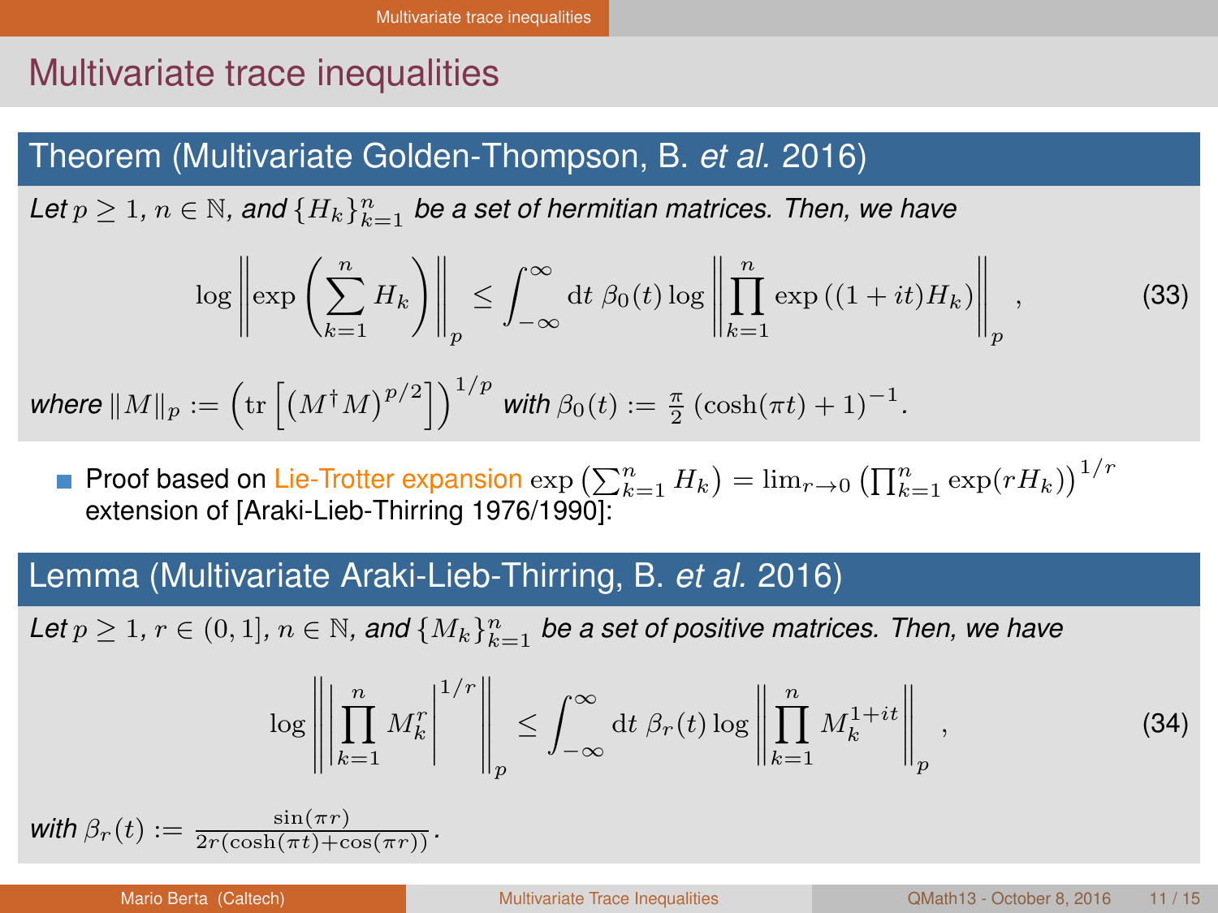# Multivariate trace inequalities

## Theorem (Multivariate Golden-Thompson, B. *et al.* 2016)

*Let* $p \geq 1$*,* $n \in \mathbb{N}$*, and* $\{H_k\}_{k=1}^n$ *be a set of hermitian matrices. Then, we have*

$$\log \left\| \exp\left(\sum_{k=1}^n H_k\right) \right\|_p \leq \int_{-\infty}^{\infty} \mathrm{d}t \; \beta_0(t) \log \left\| \prod_{k=1}^n \exp\left((1+it)H_k\right) \right\|_p , \tag{33}$$

*where* $\|M\|_p := \left(\mathrm{tr}\left[\left(M^\dagger M\right)^{p/2}\right]\right)^{1/p}$ *with* $\beta_0(t) := \frac{\pi}{2}\left(\cosh(\pi t) + 1\right)^{-1}$*.*

- Proof based on Lie-Trotter expansion $\exp\left(\sum_{k=1}^n H_k\right) = \lim_{r \to 0}\left(\prod_{k=1}^n \exp(rH_k)\right)^{1/r}$ extension of [Araki-Lieb-Thirring 1976/1990]:

## Lemma (Multivariate Araki-Lieb-Thirring, B. *et al.* 2016)

*Let* $p \geq 1$*,* $r \in (0,1]$*,* $n \in \mathbb{N}$*, and* $\{M_k\}_{k=1}^n$ *be a set of positive matrices. Then, we have*

$$\log \left\| \left| \prod_{k=1}^n M_k^r \right|^{1/r} \right\|_p \leq \int_{-\infty}^{\infty} \mathrm{d}t \; \beta_r(t) \log \left\| \prod_{k=1}^n M_k^{1+it} \right\|_p , \tag{34}$$

*with* $\beta_r(t) := \frac{\sin(\pi r)}{2r(\cosh(\pi t) + \cos(\pi r))}$*.*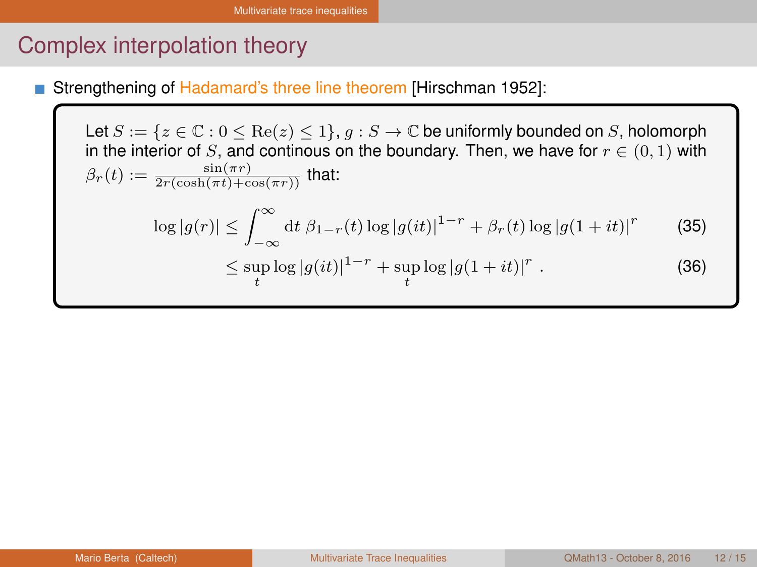## Complex interpolation theory

- Strengthening of Hadamard's three line theorem [Hirschman 1952]:

> Let $S := \{z \in \mathbb{C} : 0 \leq \mathrm{Re}(z) \leq 1\}$, $g : S \to \mathbb{C}$ be uniformly bounded on $S$, holomorph in the interior of $S$, and continous on the boundary. Then, we have for $r \in (0, 1)$ with $\beta_r(t) := \frac{\sin(\pi r)}{2r(\cosh(\pi t) + \cos(\pi r))}$ that:
>
> $$\log|g(r)| \leq \int_{-\infty}^{\infty} \mathrm{d}t \; \beta_{1-r}(t) \log|g(it)|^{1-r} + \beta_r(t) \log|g(1+it)|^r \tag{35}$$
>
> $$\leq \sup_t \log|g(it)|^{1-r} + \sup_t \log|g(1+it)|^r \; . \tag{36}$$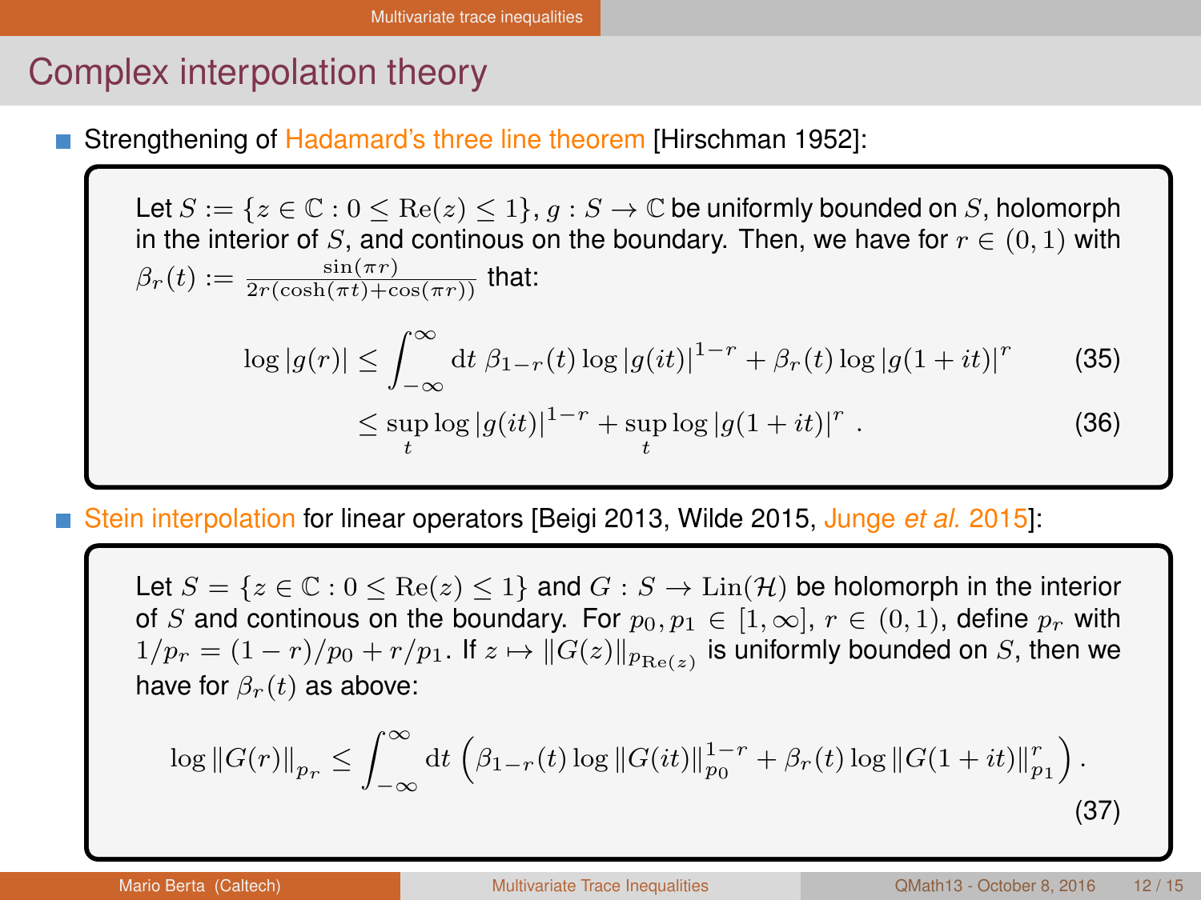## Complex interpolation theory

- Strengthening of Hadamard's three line theorem [Hirschman 1952]:

> Let $S := \{z \in \mathbb{C} : 0 \leq \mathrm{Re}(z) \leq 1\}$, $g : S \to \mathbb{C}$ be uniformly bounded on $S$, holomorph in the interior of $S$, and continous on the boundary. Then, we have for $r \in (0,1)$ with $\beta_r(t) := \frac{\sin(\pi r)}{2r(\cosh(\pi t) + \cos(\pi r))}$ that:
>
> $$\log|g(r)| \leq \int_{-\infty}^{\infty} \mathrm{d}t \; \beta_{1-r}(t) \log|g(it)|^{1-r} + \beta_r(t) \log|g(1+it)|^r \tag{35}$$
>
> $$\leq \sup_t \log|g(it)|^{1-r} + \sup_t \log|g(1+it)|^r \,. \tag{36}$$

- Stein interpolation for linear operators [Beigi 2013, Wilde 2015, Junge *et al.* 2015]:

> Let $S = \{z \in \mathbb{C} : 0 \leq \mathrm{Re}(z) \leq 1\}$ and $G : S \to \mathrm{Lin}(\mathcal{H})$ be holomorph in the interior of $S$ and continous on the boundary. For $p_0, p_1 \in [1, \infty]$, $r \in (0,1)$, define $p_r$ with $1/p_r = (1-r)/p_0 + r/p_1$. If $z \mapsto \|G(z)\|_{p_{\mathrm{Re}(z)}}$ is uniformly bounded on $S$, then we have for $\beta_r(t)$ as above:
>
> $$\log\|G(r)\|_{p_r} \leq \int_{-\infty}^{\infty} \mathrm{d}t \left( \beta_{1-r}(t) \log\|G(it)\|_{p_0}^{1-r} + \beta_r(t) \log\|G(1+it)\|_{p_1}^r \right). \tag{37}$$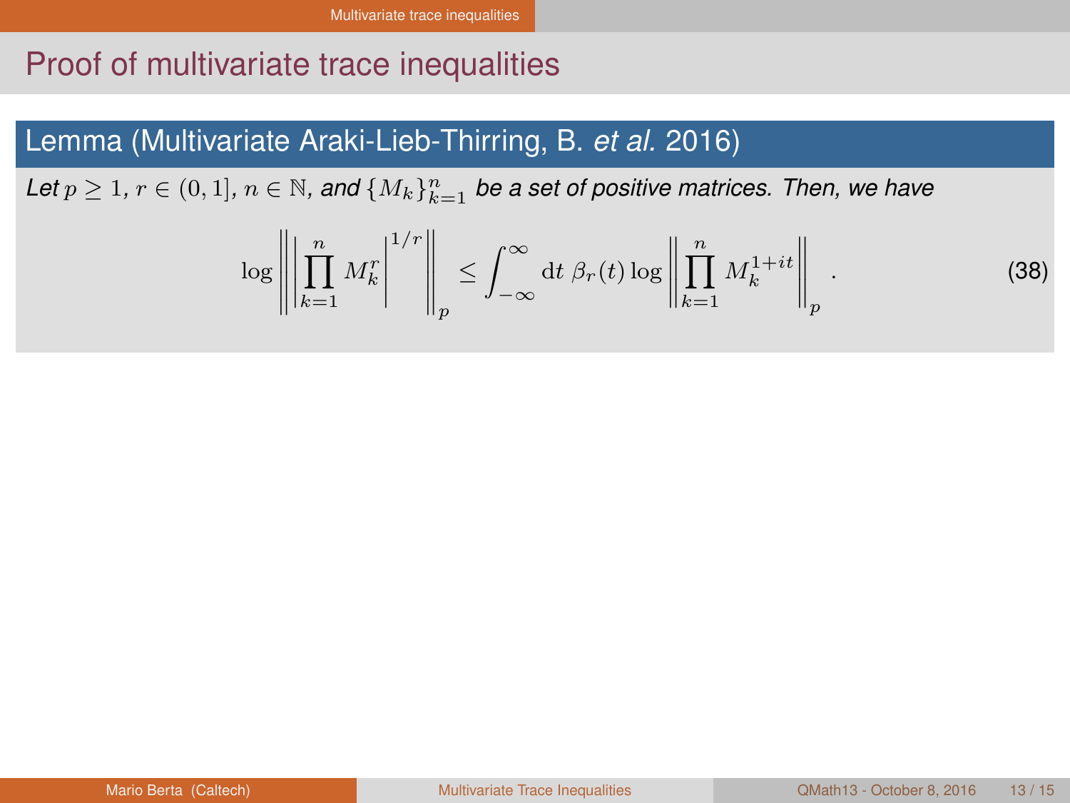## Proof of multivariate trace inequalities

### Lemma (Multivariate Araki-Lieb-Thirring, B. *et al.* 2016)

*Let $p \geq 1$, $r \in (0,1]$, $n \in \mathbb{N}$, and $\{M_k\}_{k=1}^n$ be a set of positive matrices. Then, we have*

$$\log \left\| \left| \prod_{k=1}^{n} M_k^r \right|^{1/r} \right\|_p \leq \int_{-\infty}^{\infty} \mathrm{d}t \ \beta_r(t) \log \left\| \prod_{k=1}^{n} M_k^{1+it} \right\|_p . \tag{38}$$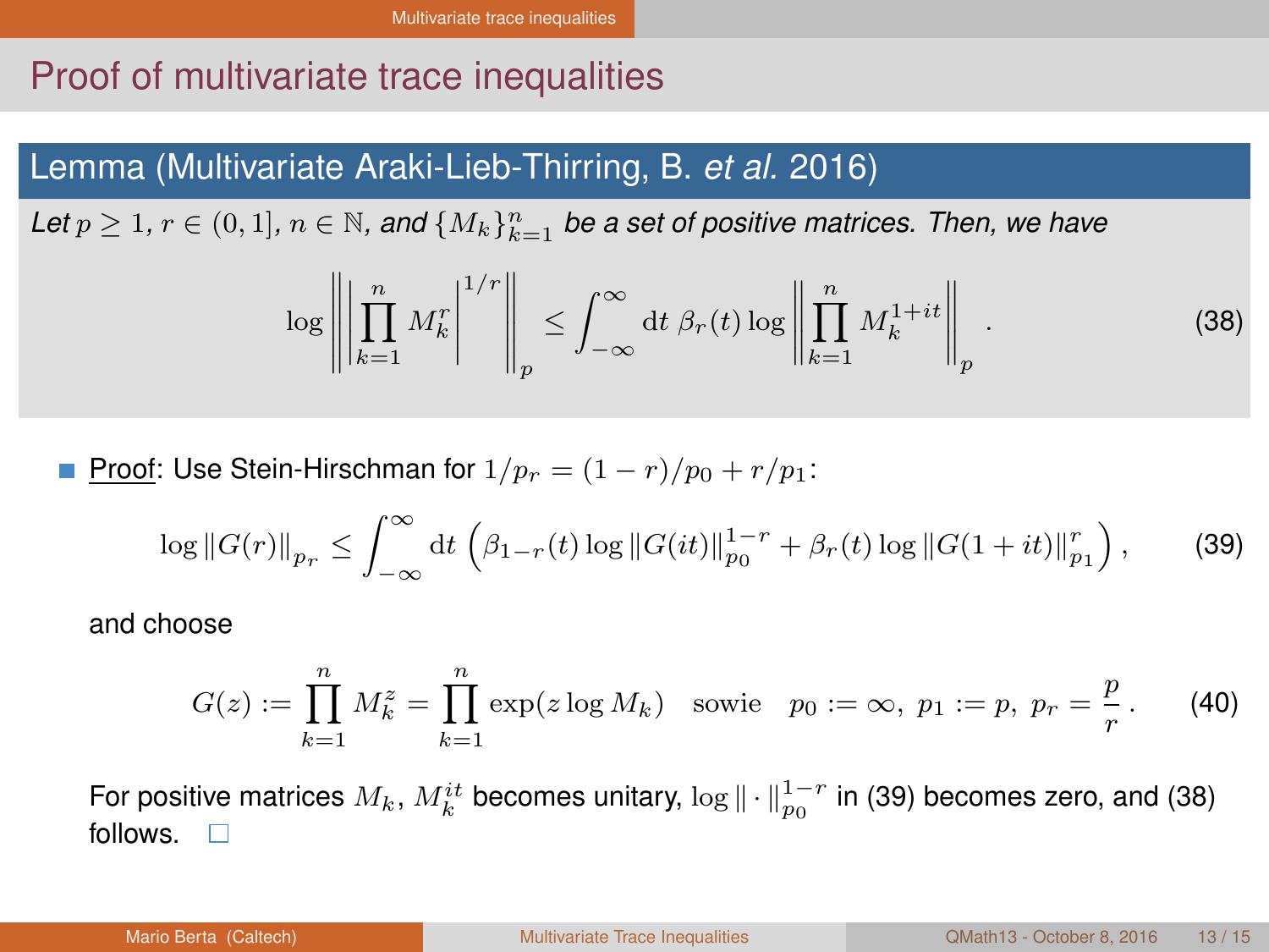## Proof of multivariate trace inequalities

### Lemma (Multivariate Araki-Lieb-Thirring, B. *et al.* 2016)

*Let $p \geq 1$, $r \in (0,1]$, $n \in \mathbb{N}$, and $\{M_k\}_{k=1}^n$ be a set of positive matrices. Then, we have*

$$\log \left\| \left| \prod_{k=1}^{n} M_k^r \right|^{1/r} \right\|_p \leq \int_{-\infty}^{\infty} \mathrm{d}t \; \beta_r(t) \log \left\| \prod_{k=1}^{n} M_k^{1+it} \right\|_p . \tag{38}$$

- Proof: Use Stein-Hirschman for $1/p_r = (1-r)/p_0 + r/p_1$:

$$\log \|G(r)\|_{p_r} \leq \int_{-\infty}^{\infty} \mathrm{d}t \left( \beta_{1-r}(t) \log \|G(it)\|_{p_0}^{1-r} + \beta_r(t) \log \|G(1+it)\|_{p_1}^{r} \right), \tag{39}$$

and choose

$$G(z) := \prod_{k=1}^{n} M_k^z = \prod_{k=1}^{n} \exp(z \log M_k) \quad \text{sowie} \quad p_0 := \infty,\ p_1 := p,\ p_r = \frac{p}{r}. \tag{40}$$

For positive matrices $M_k$, $M_k^{it}$ becomes unitary, $\log \|\cdot\|_{p_0}^{1-r}$ in (39) becomes zero, and (38) follows. □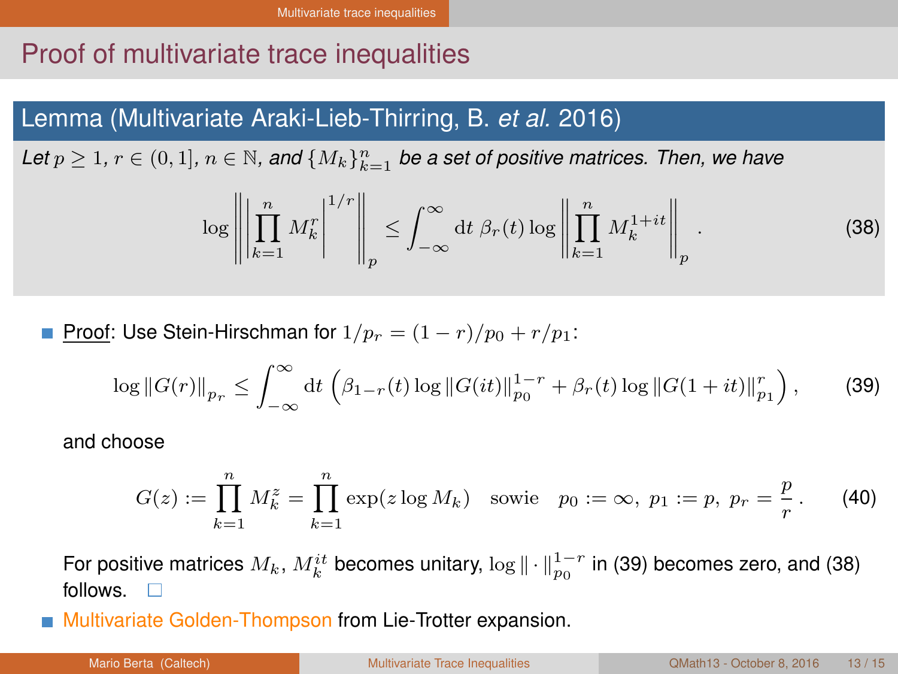## Proof of multivariate trace inequalities

### Lemma (Multivariate Araki-Lieb-Thirring, B. *et al.* 2016)

*Let $p \geq 1$, $r \in (0,1]$, $n \in \mathbb{N}$, and $\{M_k\}_{k=1}^n$ be a set of positive matrices. Then, we have*

$$\log \left\| \left| \prod_{k=1}^n M_k^r \right|^{1/r} \right\|_p \leq \int_{-\infty}^{\infty} \mathrm{d}t \; \beta_r(t) \log \left\| \prod_{k=1}^n M_k^{1+it} \right\|_p . \tag{38}$$

- <u>Proof</u>: Use Stein-Hirschman for $1/p_r = (1-r)/p_0 + r/p_1$:

$$\log \|G(r)\|_{p_r} \leq \int_{-\infty}^{\infty} \mathrm{d}t \left( \beta_{1-r}(t) \log \|G(it)\|_{p_0}^{1-r} + \beta_r(t) \log \|G(1+it)\|_{p_1}^{r} \right), \tag{39}$$

  and choose

$$G(z) := \prod_{k=1}^n M_k^z = \prod_{k=1}^n \exp(z \log M_k) \quad \text{sowie} \quad p_0 := \infty,\ p_1 := p,\ p_r = \frac{p}{r} . \tag{40}$$

  For positive matrices $M_k$, $M_k^{it}$ becomes unitary, $\log \|\cdot\|_{p_0}^{1-r}$ in (39) becomes zero, and (38) follows. □

- Multivariate Golden-Thompson from Lie-Trotter expansion.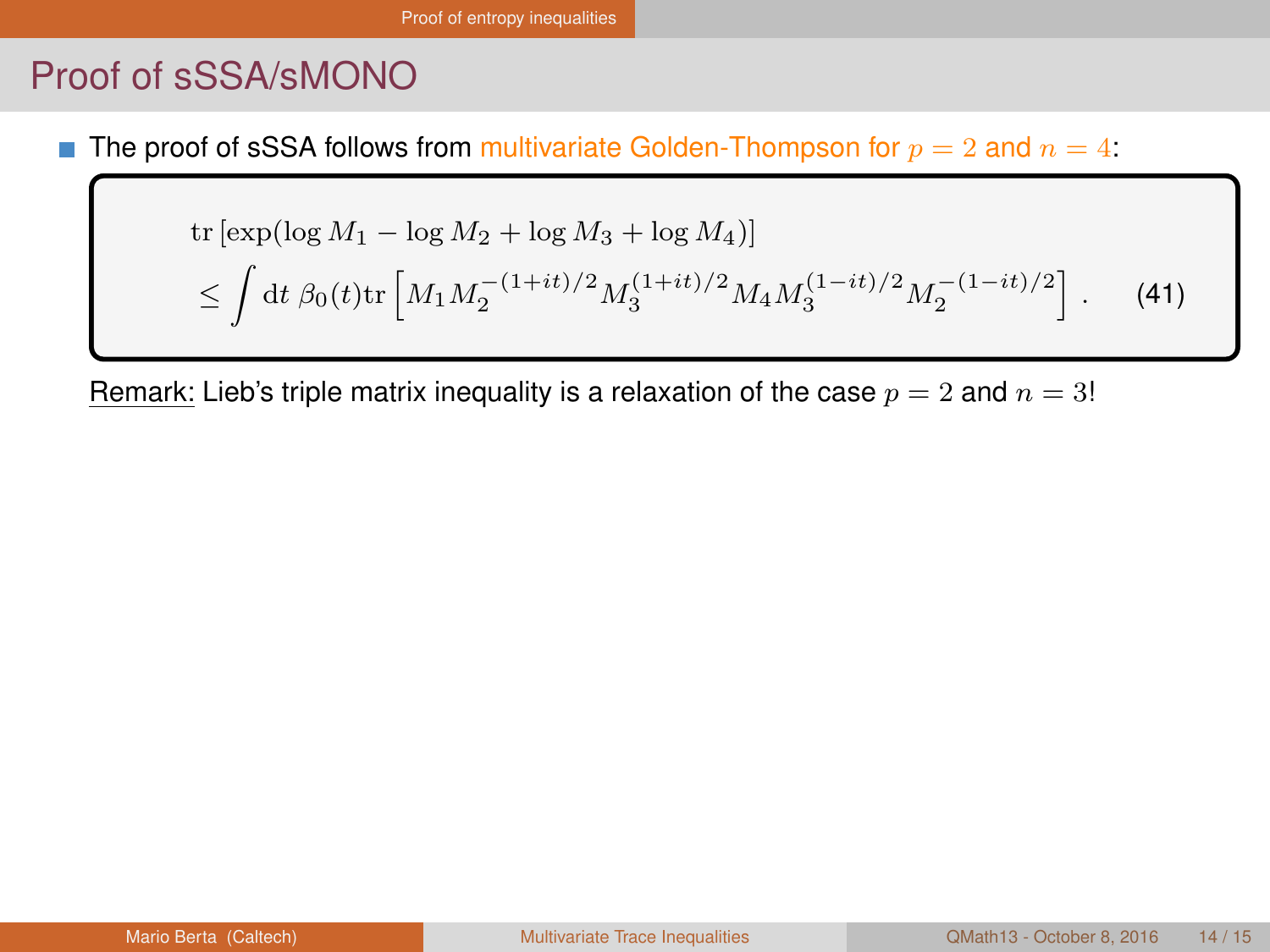## Proof of sSSA/sMONO

- The proof of sSSA follows from multivariate Golden-Thompson for $p = 2$ and $n = 4$:

$$\begin{aligned}
&\mathrm{tr}\left[\exp(\log M_1 - \log M_2 + \log M_3 + \log M_4)\right] \\
&\leq \int \mathrm{d}t \; \beta_0(t) \mathrm{tr}\left[M_1 M_2^{-(1+it)/2} M_3^{(1+it)/2} M_4 M_3^{(1-it)/2} M_2^{-(1-it)/2}\right] . \qquad (41)
\end{aligned}$$

Remark: Lieb's triple matrix inequality is a relaxation of the case $p = 2$ and $n = 3$!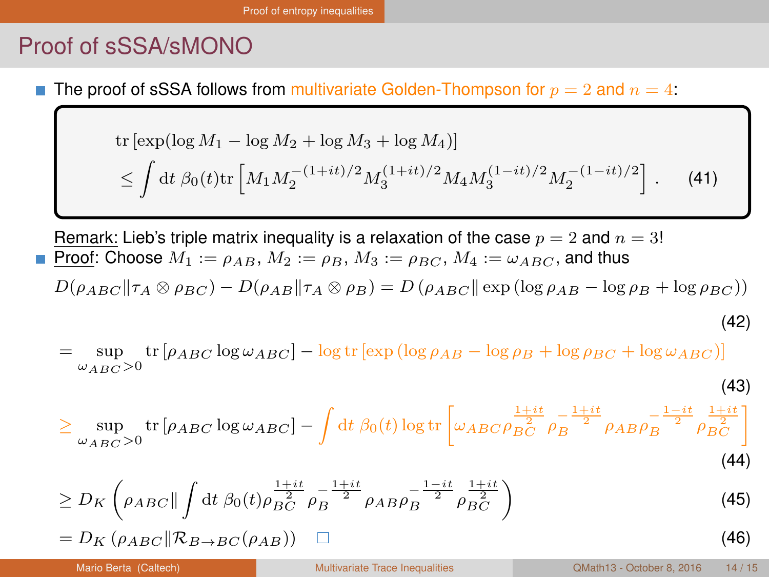## Proof of sSSA/sMONO

- The proof of sSSA follows from multivariate Golden-Thompson for $p = 2$ and $n = 4$:

$$\mathrm{tr}\left[\exp(\log M_1 - \log M_2 + \log M_3 + \log M_4)\right] \leq \int \mathrm{d}t\ \beta_0(t)\mathrm{tr}\left[M_1 M_2^{-(1+it)/2} M_3^{(1+it)/2} M_4 M_3^{(1-it)/2} M_2^{-(1-it)/2}\right]. \tag{41}$$

Remark: Lieb's triple matrix inequality is a relaxation of the case $p = 2$ and $n = 3$!

- Proof: Choose $M_1 := \rho_{AB}$, $M_2 := \rho_B$, $M_3 := \rho_{BC}$, $M_4 := \omega_{ABC}$, and thus

$$D(\rho_{ABC}\|\tau_A \otimes \rho_{BC}) - D(\rho_{AB}\|\tau_A \otimes \rho_B) = D\left(\rho_{ABC}\|\exp\left(\log \rho_{AB} - \log \rho_B + \log \rho_{BC}\right)\right) \tag{42}$$

$$= \sup_{\omega_{ABC}>0} \mathrm{tr}\left[\rho_{ABC}\log \omega_{ABC}\right] - \log \mathrm{tr}\left[\exp\left(\log \rho_{AB} - \log \rho_B + \log \rho_{BC} + \log \omega_{ABC}\right)\right] \tag{43}$$

$$\geq \sup_{\omega_{ABC}>0} \mathrm{tr}\left[\rho_{ABC}\log \omega_{ABC}\right] - \int \mathrm{d}t\ \beta_0(t)\log \mathrm{tr}\left[\omega_{ABC}\rho_{BC}^{\frac{1+it}{2}}\rho_B^{-\frac{1+it}{2}}\rho_{AB}\rho_B^{-\frac{1-it}{2}}\rho_{BC}^{\frac{1+it}{2}}\right] \tag{44}$$

$$\geq D_K\left(\rho_{ABC}\middle\| \int \mathrm{d}t\ \beta_0(t)\rho_{BC}^{\frac{1+it}{2}}\rho_B^{-\frac{1+it}{2}}\rho_{AB}\rho_B^{-\frac{1-it}{2}}\rho_{BC}^{\frac{1+it}{2}}\right) \tag{45}$$

$$= D_K\left(\rho_{ABC}\|\mathcal{R}_{B\to BC}(\rho_{AB})\right) \quad \square \tag{46}$$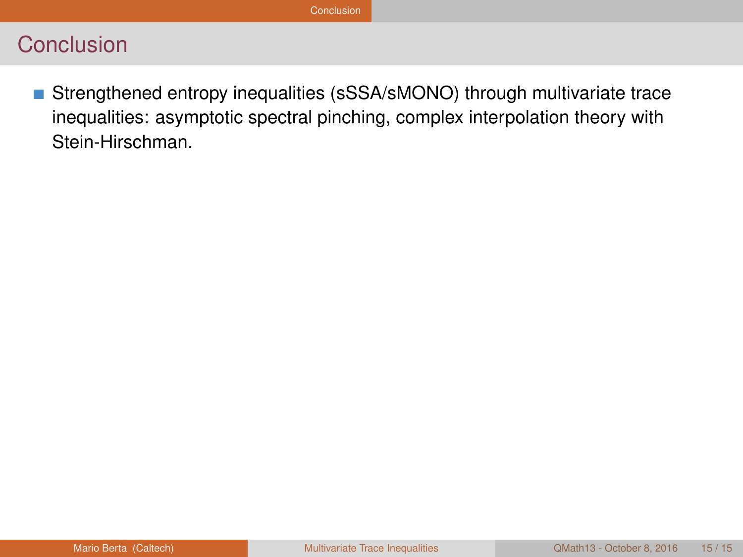# Conclusion

- Strengthened entropy inequalities (sSSA/sMONO) through multivariate trace inequalities: asymptotic spectral pinching, complex interpolation theory with Stein-Hirschman.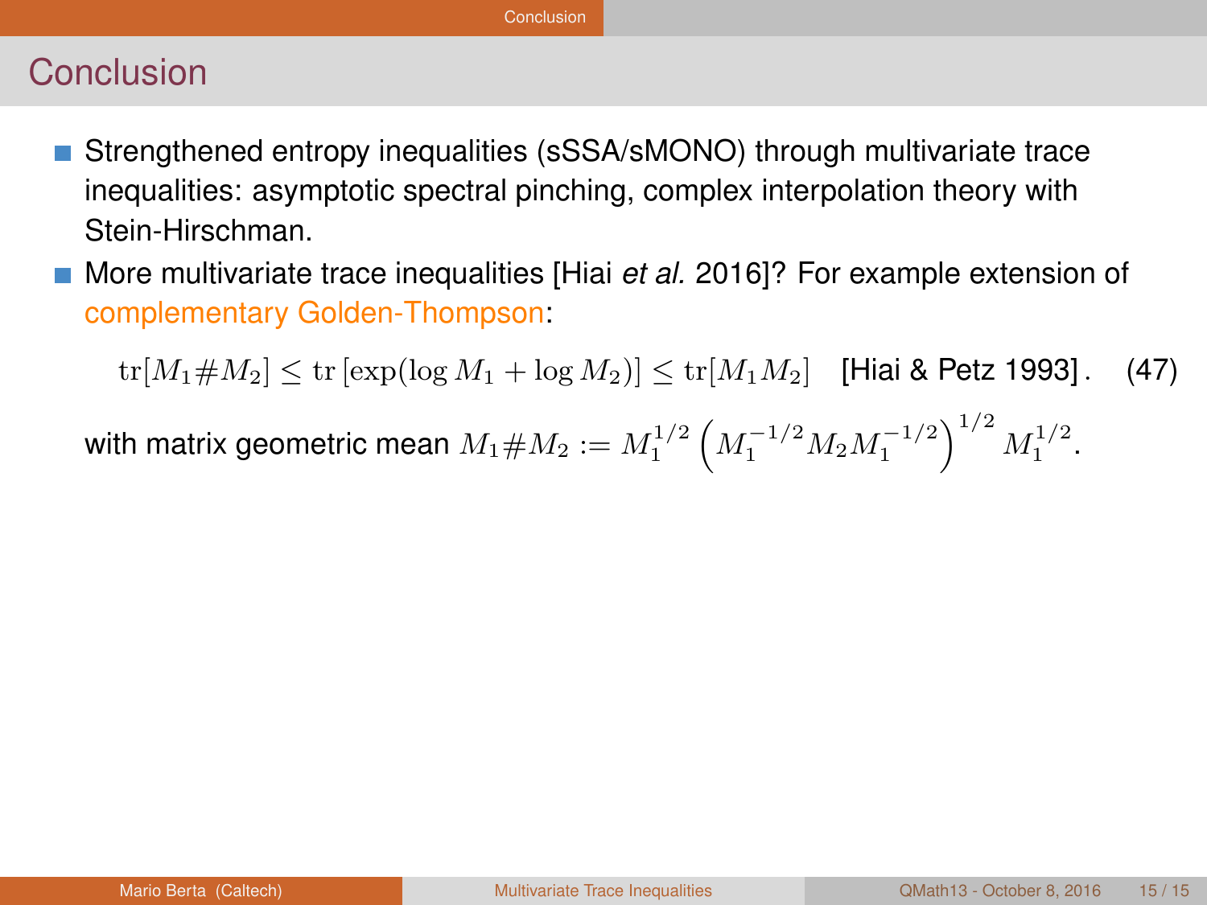# Conclusion

- Strengthened entropy inequalities (sSSA/sMONO) through multivariate trace inequalities: asymptotic spectral pinching, complex interpolation theory with Stein-Hirschman.
- More multivariate trace inequalities [Hiai *et al.* 2016]? For example extension of complementary Golden-Thompson:

$$\mathrm{tr}[M_1 \# M_2] \leq \mathrm{tr}\left[\exp(\log M_1 + \log M_2)\right] \leq \mathrm{tr}[M_1 M_2] \quad \text{[Hiai \& Petz 1993]}. \tag{47}$$

with matrix geometric mean $M_1 \# M_2 := M_1^{1/2}\left(M_1^{-1/2} M_2 M_1^{-1/2}\right)^{1/2} M_1^{1/2}$.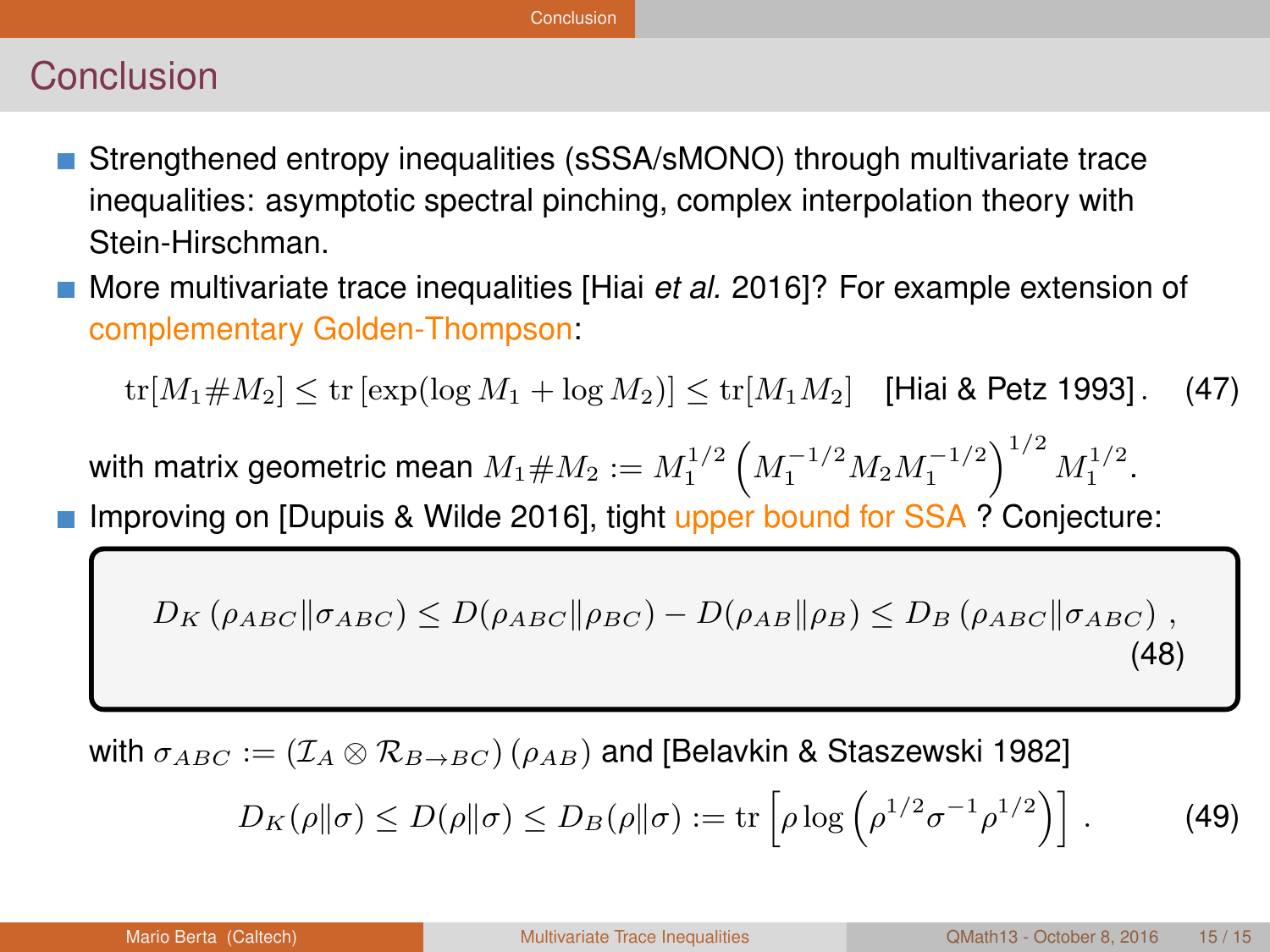# Conclusion

- Strengthened entropy inequalities (sSSA/sMONO) through multivariate trace inequalities: asymptotic spectral pinching, complex interpolation theory with Stein-Hirschman.
- More multivariate trace inequalities [Hiai *et al.* 2016]? For example extension of complementary Golden-Thompson:

$$\mathrm{tr}[M_1 \# M_2] \leq \mathrm{tr}\left[\exp(\log M_1 + \log M_2)\right] \leq \mathrm{tr}[M_1 M_2] \quad \text{[Hiai \& Petz 1993]}. \tag{47}$$

  with matrix geometric mean $M_1 \# M_2 := M_1^{1/2}\left(M_1^{-1/2} M_2 M_1^{-1/2}\right)^{1/2} M_1^{1/2}$.

- Improving on [Dupuis & Wilde 2016], tight upper bound for SSA ? Conjecture:

$$D_K\left(\rho_{ABC} \| \sigma_{ABC}\right) \leq D(\rho_{ABC} \| \rho_{BC}) - D(\rho_{AB} \| \rho_B) \leq D_B\left(\rho_{ABC} \| \sigma_{ABC}\right), \tag{48}$$

  with $\sigma_{ABC} := \left(\mathcal{I}_A \otimes \mathcal{R}_{B \to BC}\right)(\rho_{AB})$ and [Belavkin & Staszewski 1982]

$$D_K(\rho\|\sigma) \leq D(\rho\|\sigma) \leq D_B(\rho\|\sigma) := \mathrm{tr}\left[\rho \log\left(\rho^{1/2}\sigma^{-1}\rho^{1/2}\right)\right]. \tag{49}$$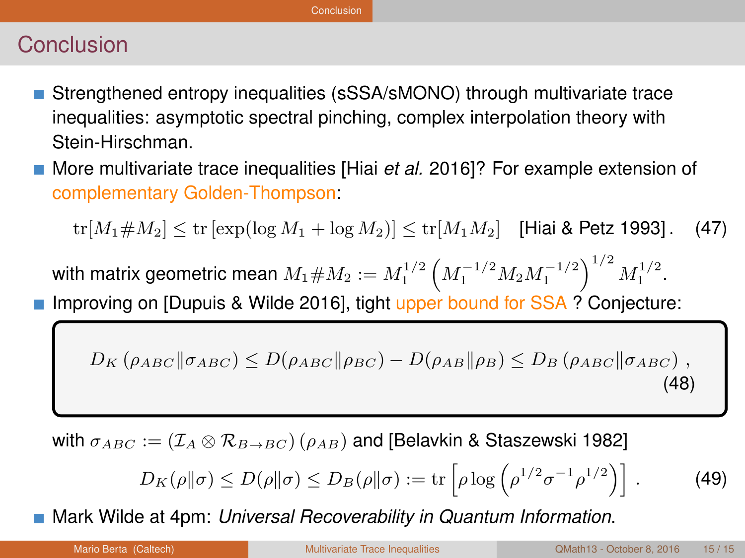# Conclusion

- Strengthened entropy inequalities (sSSA/sMONO) through multivariate trace inequalities: asymptotic spectral pinching, complex interpolation theory with Stein-Hirschman.
- More multivariate trace inequalities [Hiai *et al.* 2016]? For example extension of complementary Golden-Thompson:

$$\mathrm{tr}[M_1 \# M_2] \leq \mathrm{tr}\left[\exp(\log M_1 + \log M_2)\right] \leq \mathrm{tr}[M_1 M_2] \quad \text{[Hiai \& Petz 1993]}. \tag{47}$$

  with matrix geometric mean $M_1 \# M_2 := M_1^{1/2}\left(M_1^{-1/2} M_2 M_1^{-1/2}\right)^{1/2} M_1^{1/2}$.

- Improving on [Dupuis & Wilde 2016], tight upper bound for SSA ? Conjecture:

$$D_K\left(\rho_{ABC} \| \sigma_{ABC}\right) \leq D(\rho_{ABC} \| \rho_{BC}) - D(\rho_{AB} \| \rho_B) \leq D_B\left(\rho_{ABC} \| \sigma_{ABC}\right), \tag{48}$$

  with $\sigma_{ABC} := \left(\mathcal{I}_A \otimes \mathcal{R}_{B \to BC}\right)(\rho_{AB})$ and [Belavkin & Staszewski 1982]

$$D_K(\rho \| \sigma) \leq D(\rho \| \sigma) \leq D_B(\rho \| \sigma) := \mathrm{tr}\left[\rho \log\left(\rho^{1/2} \sigma^{-1} \rho^{1/2}\right)\right]. \tag{49}$$

- Mark Wilde at 4pm: *Universal Recoverability in Quantum Information*.